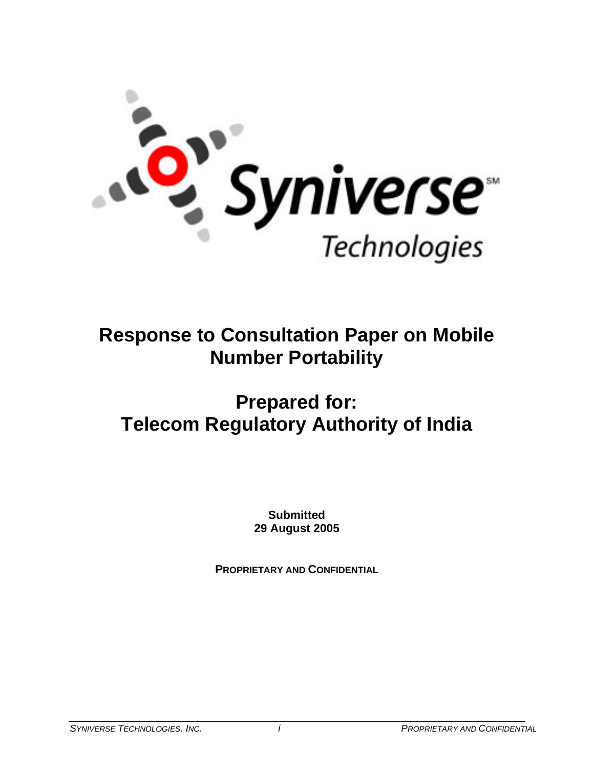Syniverse Technologies

# Response to Consultation Paper on Mobile Number Portability

# Prepared for: Telecom Regulatory Authority of India

**Submitted**
**29 August 2005**

**PROPRIETARY AND CONFIDENTIAL**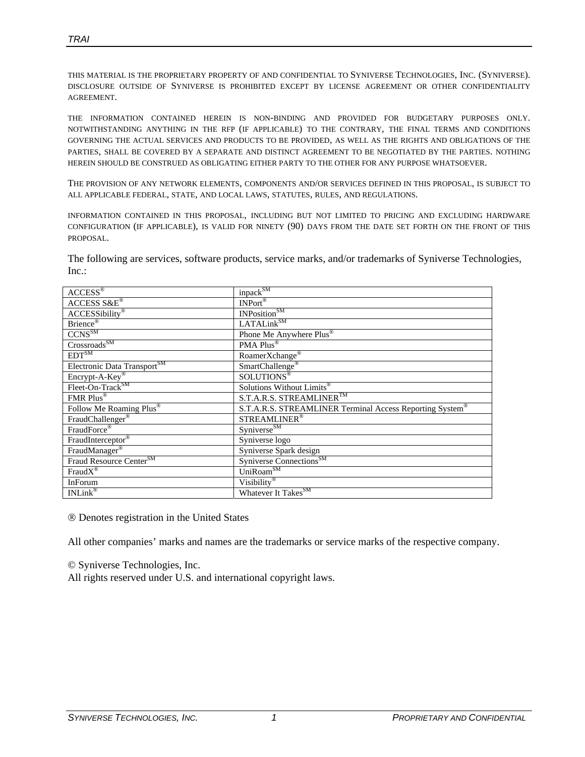THIS MATERIAL IS THE PROPRIETARY PROPERTY OF AND CONFIDENTIAL TO SYNIVERSE TECHNOLOGIES, INC. (SYNIVERSE). DISCLOSURE OUTSIDE OF SYNIVERSE IS PROHIBITED EXCEPT BY LICENSE AGREEMENT OR OTHER CONFIDENTIALITY AGREEMENT.

THE INFORMATION CONTAINED HEREIN IS NON-BINDING AND PROVIDED FOR BUDGETARY PURPOSES ONLY. NOTWITHSTANDING ANYTHING IN THE RFP (IF APPLICABLE) TO THE CONTRARY, THE FINAL TERMS AND CONDITIONS GOVERNING THE ACTUAL SERVICES AND PRODUCTS TO BE PROVIDED, AS WELL AS THE RIGHTS AND OBLIGATIONS OF THE PARTIES, SHALL BE COVERED BY A SEPARATE AND DISTINCT AGREEMENT TO BE NEGOTIATED BY THE PARTIES. NOTHING HEREIN SHOULD BE CONSTRUED AS OBLIGATING EITHER PARTY TO THE OTHER FOR ANY PURPOSE WHATSOEVER.

THE PROVISION OF ANY NETWORK ELEMENTS, COMPONENTS AND/OR SERVICES DEFINED IN THIS PROPOSAL, IS SUBJECT TO ALL APPLICABLE FEDERAL, STATE, AND LOCAL LAWS, STATUTES, RULES, AND REGULATIONS.

INFORMATION CONTAINED IN THIS PROPOSAL, INCLUDING BUT NOT LIMITED TO PRICING AND EXCLUDING HARDWARE CONFIGURATION (IF APPLICABLE), IS VALID FOR NINETY (90) DAYS FROM THE DATE SET FORTH ON THE FRONT OF THIS PROPOSAL.

The following are services, software products, service marks, and/or trademarks of Syniverse Technologies, Inc.:

| | |
|---|---|
| ACCESS® | inpack℠ |
| ACCESS S&E® | INPort® |
| ACCESSibility® | INPosition℠ |
| Brience® | LATALink℠ |
| CCNS℠ | Phone Me Anywhere Plus® |
| Crossroads℠ | PMA Plus® |
| EDT℠ | RoamerXchange® |
| Electronic Data Transport℠ | SmartChallenge® |
| Encrypt-A-Key® | SOLUTIONS® |
| Fleet-On-Track℠ | Solutions Without Limits® |
| FMR Plus® | S.T.A.R.S. STREAMLINER™ |
| Follow Me Roaming Plus® | S.T.A.R.S. STREAMLINER Terminal Access Reporting System® |
| FraudChallenger® | STREAMLINER® |
| FraudForce® | Syniverse℠ |
| FraudInterceptor® | Syniverse logo |
| FraudManager® | Syniverse Spark design |
| Fraud Resource Center℠ | Syniverse Connections℠ |
| FraudX® | UniRoam℠ |
| InForum | Visibility® |
| INLink® | Whatever It Takes℠ |

® Denotes registration in the United States

All other companies' marks and names are the trademarks or service marks of the respective company.

© Syniverse Technologies, Inc.
All rights reserved under U.S. and international copyright laws.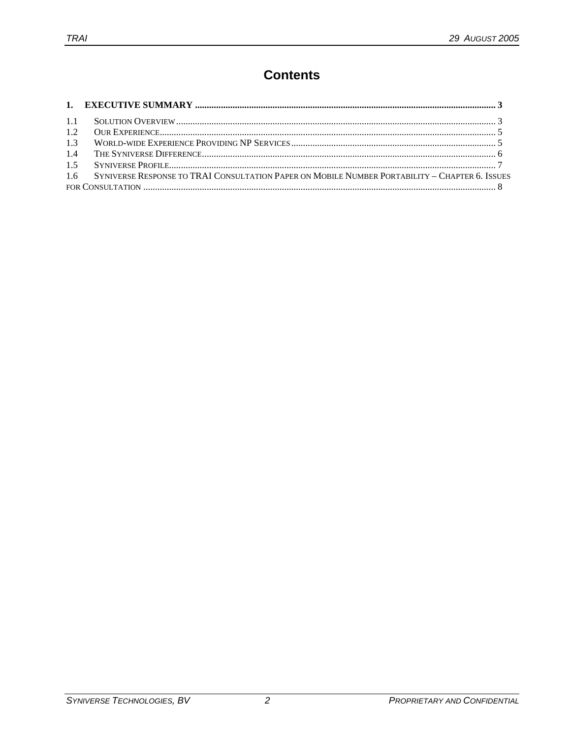# Contents

**1. EXECUTIVE SUMMARY ................................................................................................................................ 3**

1.1 SOLUTION OVERVIEW ........................................................................................................................... 3
1.2 OUR EXPERIENCE.................................................................................................................................. 5
1.3 WORLD-WIDE EXPERIENCE PROVIDING NP SERVICES ...................................................................................... 5
1.4 THE SYNIVERSE DIFFERENCE..................................................................................................................... 6
1.5 SYNIVERSE PROFILE................................................................................................................................ 7
1.6 SYNIVERSE RESPONSE TO TRAI CONSULTATION PAPER ON MOBILE NUMBER PORTABILITY – CHAPTER 6. ISSUES FOR CONSULTATION ........................................................................................................................................ 8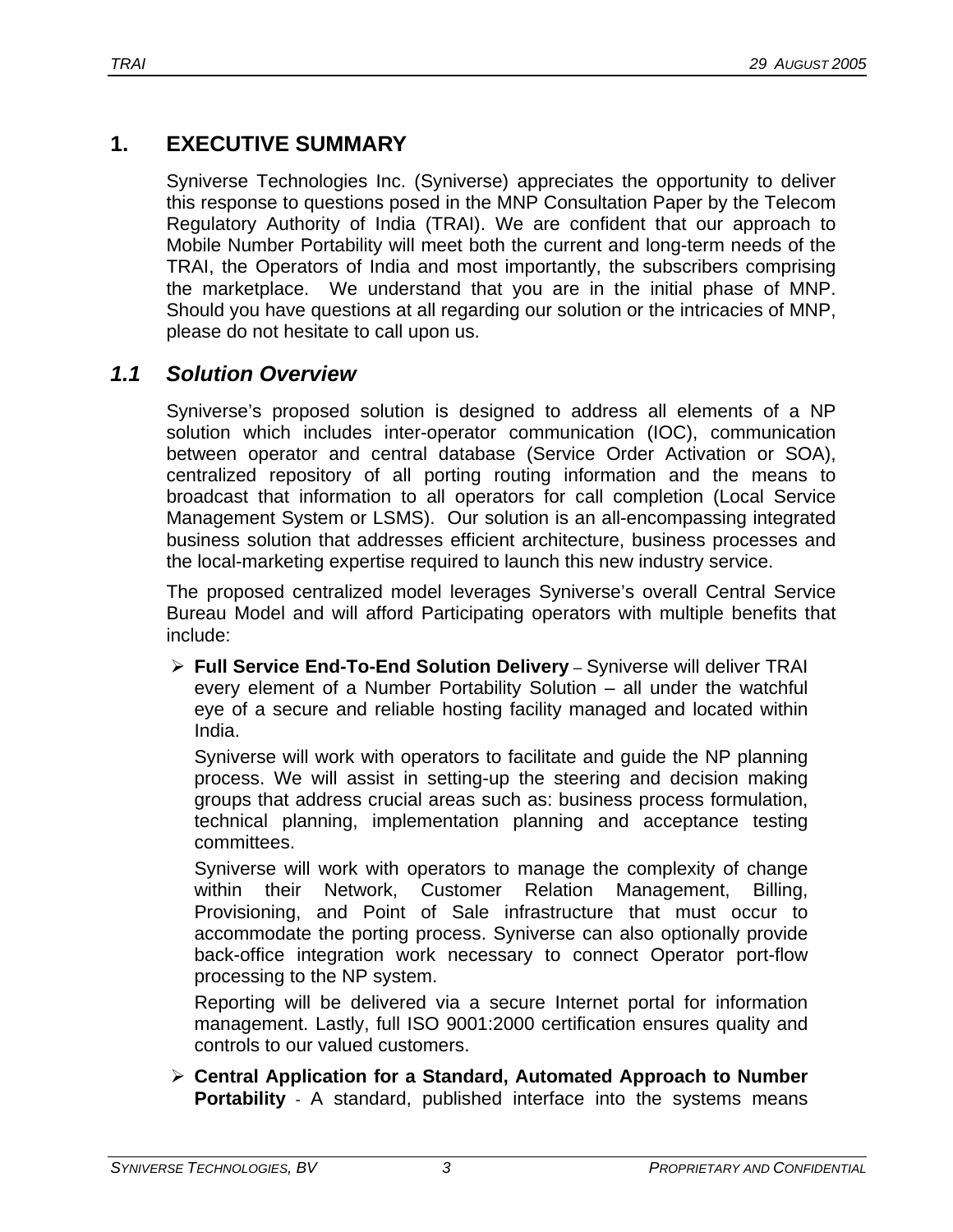# 1. EXECUTIVE SUMMARY

Syniverse Technologies Inc. (Syniverse) appreciates the opportunity to deliver this response to questions posed in the MNP Consultation Paper by the Telecom Regulatory Authority of India (TRAI). We are confident that our approach to Mobile Number Portability will meet both the current and long-term needs of the TRAI, the Operators of India and most importantly, the subscribers comprising the marketplace. We understand that you are in the initial phase of MNP. Should you have questions at all regarding our solution or the intricacies of MNP, please do not hesitate to call upon us.

## *1.1 Solution Overview*

Syniverse's proposed solution is designed to address all elements of a NP solution which includes inter-operator communication (IOC), communication between operator and central database (Service Order Activation or SOA), centralized repository of all porting routing information and the means to broadcast that information to all operators for call completion (Local Service Management System or LSMS). Our solution is an all-encompassing integrated business solution that addresses efficient architecture, business processes and the local-marketing expertise required to launch this new industry service.

The proposed centralized model leverages Syniverse's overall Central Service Bureau Model and will afford Participating operators with multiple benefits that include:

- **Full Service End-To-End Solution Delivery** – Syniverse will deliver TRAI every element of a Number Portability Solution – all under the watchful eye of a secure and reliable hosting facility managed and located within India.

  Syniverse will work with operators to facilitate and guide the NP planning process. We will assist in setting-up the steering and decision making groups that address crucial areas such as: business process formulation, technical planning, implementation planning and acceptance testing committees.

  Syniverse will work with operators to manage the complexity of change within their Network, Customer Relation Management, Billing, Provisioning, and Point of Sale infrastructure that must occur to accommodate the porting process. Syniverse can also optionally provide back-office integration work necessary to connect Operator port-flow processing to the NP system.

  Reporting will be delivered via a secure Internet portal for information management. Lastly, full ISO 9001:2000 certification ensures quality and controls to our valued customers.

- **Central Application for a Standard, Automated Approach to Number Portability** - A standard, published interface into the systems means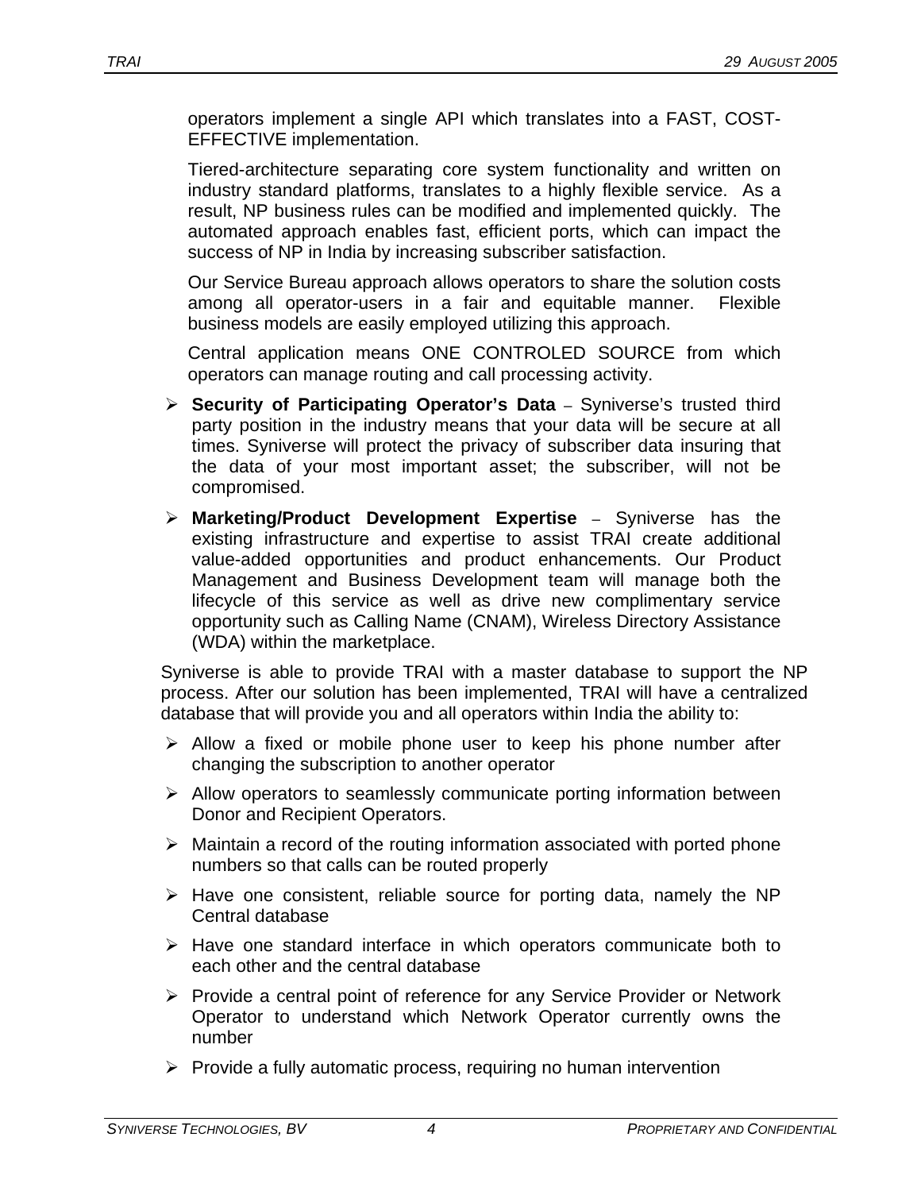operators implement a single API which translates into a FAST, COST-EFFECTIVE implementation.

Tiered-architecture separating core system functionality and written on industry standard platforms, translates to a highly flexible service. As a result, NP business rules can be modified and implemented quickly. The automated approach enables fast, efficient ports, which can impact the success of NP in India by increasing subscriber satisfaction.

Our Service Bureau approach allows operators to share the solution costs among all operator-users in a fair and equitable manner. Flexible business models are easily employed utilizing this approach.

Central application means ONE CONTROLED SOURCE from which operators can manage routing and call processing activity.

- **Security of Participating Operator's Data** – Syniverse's trusted third party position in the industry means that your data will be secure at all times. Syniverse will protect the privacy of subscriber data insuring that the data of your most important asset; the subscriber, will not be compromised.
- **Marketing/Product Development Expertise** – Syniverse has the existing infrastructure and expertise to assist TRAI create additional value-added opportunities and product enhancements. Our Product Management and Business Development team will manage both the lifecycle of this service as well as drive new complimentary service opportunity such as Calling Name (CNAM), Wireless Directory Assistance (WDA) within the marketplace.

Syniverse is able to provide TRAI with a master database to support the NP process. After our solution has been implemented, TRAI will have a centralized database that will provide you and all operators within India the ability to:

- Allow a fixed or mobile phone user to keep his phone number after changing the subscription to another operator
- Allow operators to seamlessly communicate porting information between Donor and Recipient Operators.
- Maintain a record of the routing information associated with ported phone numbers so that calls can be routed properly
- Have one consistent, reliable source for porting data, namely the NP Central database
- Have one standard interface in which operators communicate both to each other and the central database
- Provide a central point of reference for any Service Provider or Network Operator to understand which Network Operator currently owns the number
- Provide a fully automatic process, requiring no human intervention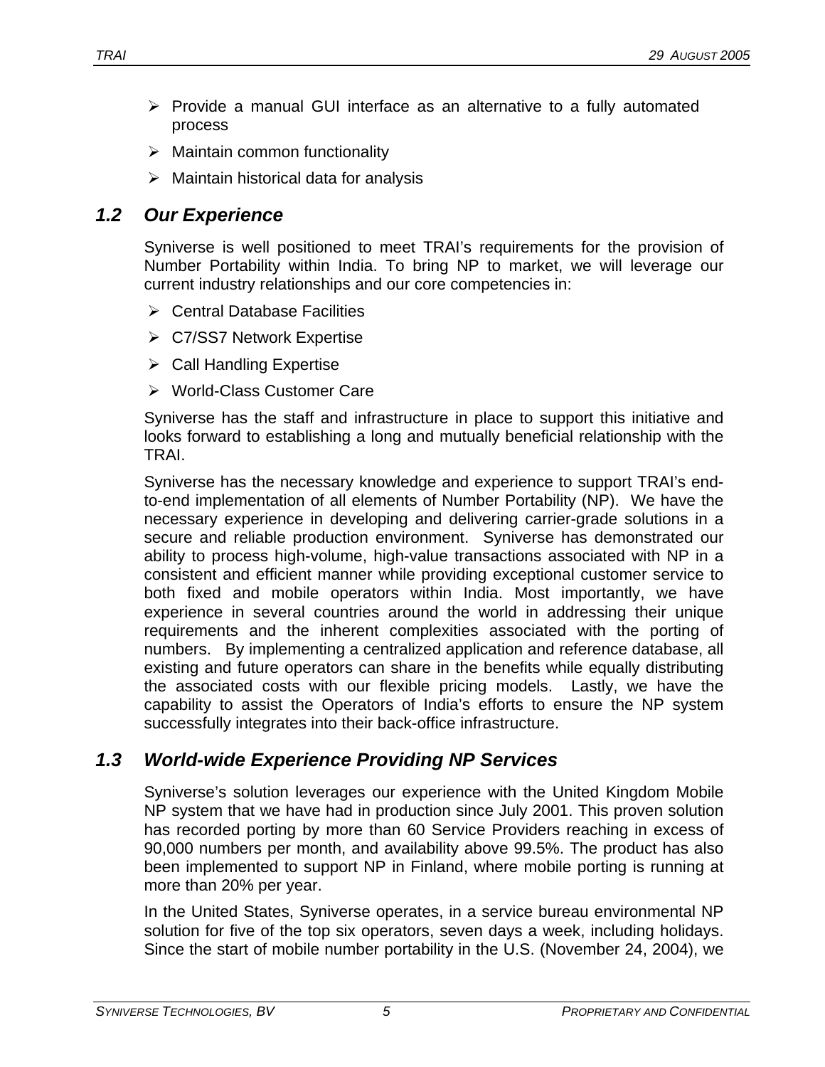- Provide a manual GUI interface as an alternative to a fully automated process
- Maintain common functionality
- Maintain historical data for analysis

## *1.2 Our Experience*

Syniverse is well positioned to meet TRAI's requirements for the provision of Number Portability within India. To bring NP to market, we will leverage our current industry relationships and our core competencies in:

- Central Database Facilities
- C7/SS7 Network Expertise
- Call Handling Expertise
- World-Class Customer Care

Syniverse has the staff and infrastructure in place to support this initiative and looks forward to establishing a long and mutually beneficial relationship with the TRAI.

Syniverse has the necessary knowledge and experience to support TRAI's end-to-end implementation of all elements of Number Portability (NP). We have the necessary experience in developing and delivering carrier-grade solutions in a secure and reliable production environment. Syniverse has demonstrated our ability to process high-volume, high-value transactions associated with NP in a consistent and efficient manner while providing exceptional customer service to both fixed and mobile operators within India. Most importantly, we have experience in several countries around the world in addressing their unique requirements and the inherent complexities associated with the porting of numbers. By implementing a centralized application and reference database, all existing and future operators can share in the benefits while equally distributing the associated costs with our flexible pricing models. Lastly, we have the capability to assist the Operators of India's efforts to ensure the NP system successfully integrates into their back-office infrastructure.

## *1.3 World-wide Experience Providing NP Services*

Syniverse's solution leverages our experience with the United Kingdom Mobile NP system that we have had in production since July 2001. This proven solution has recorded porting by more than 60 Service Providers reaching in excess of 90,000 numbers per month, and availability above 99.5%. The product has also been implemented to support NP in Finland, where mobile porting is running at more than 20% per year.

In the United States, Syniverse operates, in a service bureau environmental NP solution for five of the top six operators, seven days a week, including holidays. Since the start of mobile number portability in the U.S. (November 24, 2004), we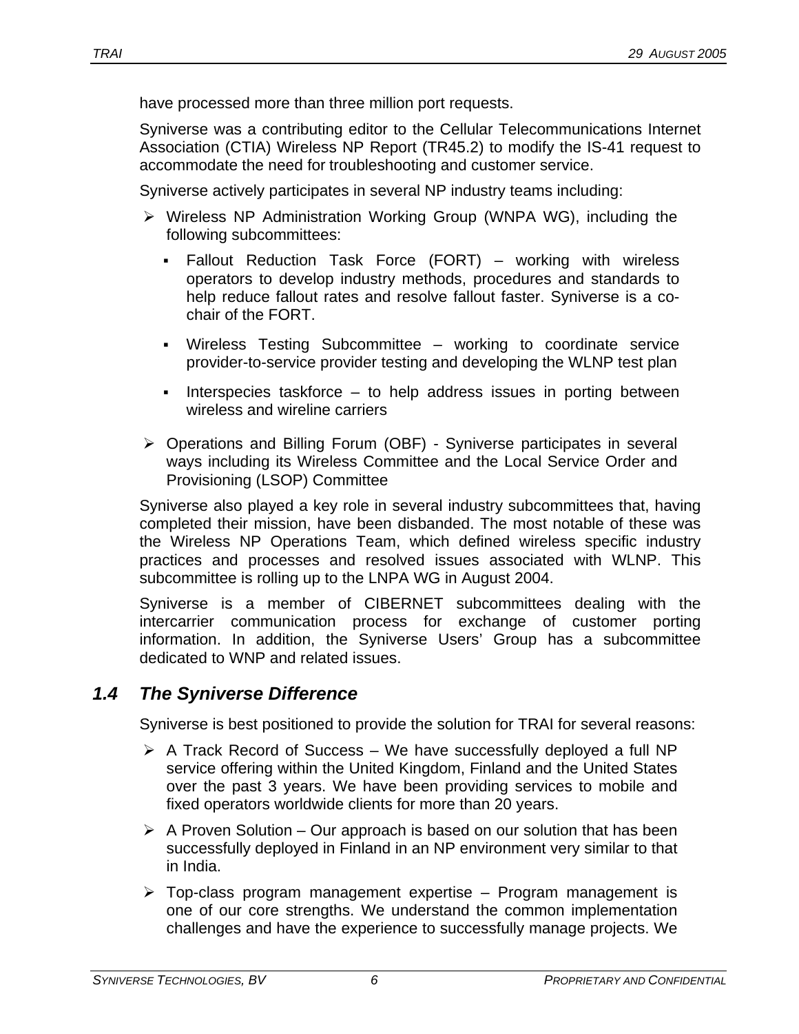have processed more than three million port requests.

Syniverse was a contributing editor to the Cellular Telecommunications Internet Association (CTIA) Wireless NP Report (TR45.2) to modify the IS-41 request to accommodate the need for troubleshooting and customer service.

Syniverse actively participates in several NP industry teams including:

- Wireless NP Administration Working Group (WNPA WG), including the following subcommittees:
  - Fallout Reduction Task Force (FORT) – working with wireless operators to develop industry methods, procedures and standards to help reduce fallout rates and resolve fallout faster. Syniverse is a co-chair of the FORT.
  - Wireless Testing Subcommittee – working to coordinate service provider-to-service provider testing and developing the WLNP test plan
  - Interspecies taskforce – to help address issues in porting between wireless and wireline carriers
- Operations and Billing Forum (OBF) - Syniverse participates in several ways including its Wireless Committee and the Local Service Order and Provisioning (LSOP) Committee

Syniverse also played a key role in several industry subcommittees that, having completed their mission, have been disbanded. The most notable of these was the Wireless NP Operations Team, which defined wireless specific industry practices and processes and resolved issues associated with WLNP. This subcommittee is rolling up to the LNPA WG in August 2004.

Syniverse is a member of CIBERNET subcommittees dealing with the intercarrier communication process for exchange of customer porting information. In addition, the Syniverse Users' Group has a subcommittee dedicated to WNP and related issues.

## *1.4 The Syniverse Difference*

Syniverse is best positioned to provide the solution for TRAI for several reasons:

- A Track Record of Success – We have successfully deployed a full NP service offering within the United Kingdom, Finland and the United States over the past 3 years. We have been providing services to mobile and fixed operators worldwide clients for more than 20 years.
- A Proven Solution – Our approach is based on our solution that has been successfully deployed in Finland in an NP environment very similar to that in India.
- Top-class program management expertise – Program management is one of our core strengths. We understand the common implementation challenges and have the experience to successfully manage projects. We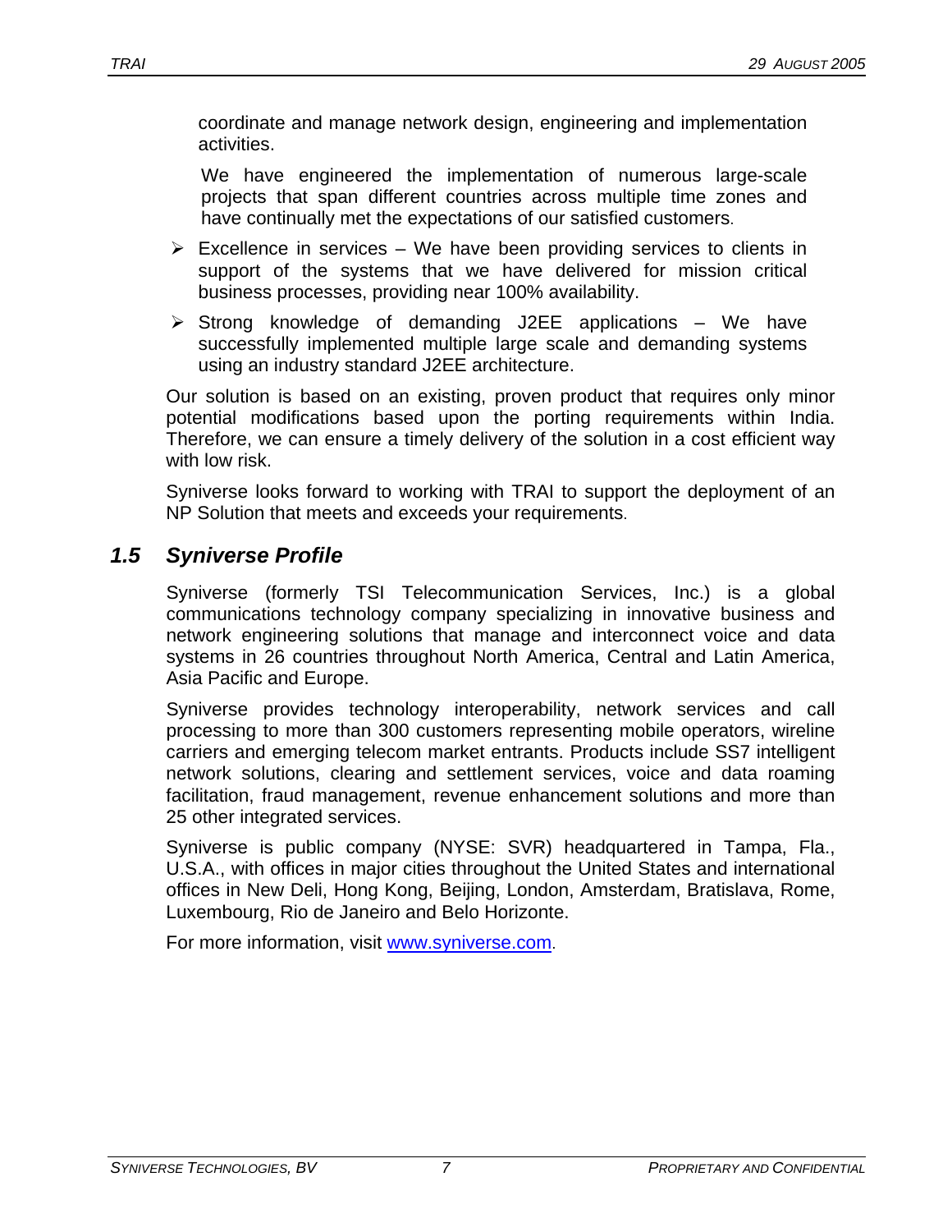coordinate and manage network design, engineering and implementation activities.

We have engineered the implementation of numerous large-scale projects that span different countries across multiple time zones and have continually met the expectations of our satisfied customers.

- Excellence in services – We have been providing services to clients in support of the systems that we have delivered for mission critical business processes, providing near 100% availability.
- Strong knowledge of demanding J2EE applications – We have successfully implemented multiple large scale and demanding systems using an industry standard J2EE architecture.

Our solution is based on an existing, proven product that requires only minor potential modifications based upon the porting requirements within India. Therefore, we can ensure a timely delivery of the solution in a cost efficient way with low risk.

Syniverse looks forward to working with TRAI to support the deployment of an NP Solution that meets and exceeds your requirements.

## *1.5 Syniverse Profile*

Syniverse (formerly TSI Telecommunication Services, Inc.) is a global communications technology company specializing in innovative business and network engineering solutions that manage and interconnect voice and data systems in 26 countries throughout North America, Central and Latin America, Asia Pacific and Europe.

Syniverse provides technology interoperability, network services and call processing to more than 300 customers representing mobile operators, wireline carriers and emerging telecom market entrants. Products include SS7 intelligent network solutions, clearing and settlement services, voice and data roaming facilitation, fraud management, revenue enhancement solutions and more than 25 other integrated services.

Syniverse is public company (NYSE: SVR) headquartered in Tampa, Fla., U.S.A., with offices in major cities throughout the United States and international offices in New Deli, Hong Kong, Beijing, London, Amsterdam, Bratislava, Rome, Luxembourg, Rio de Janeiro and Belo Horizonte.

For more information, visit [www.syniverse.com](http://www.syniverse.com).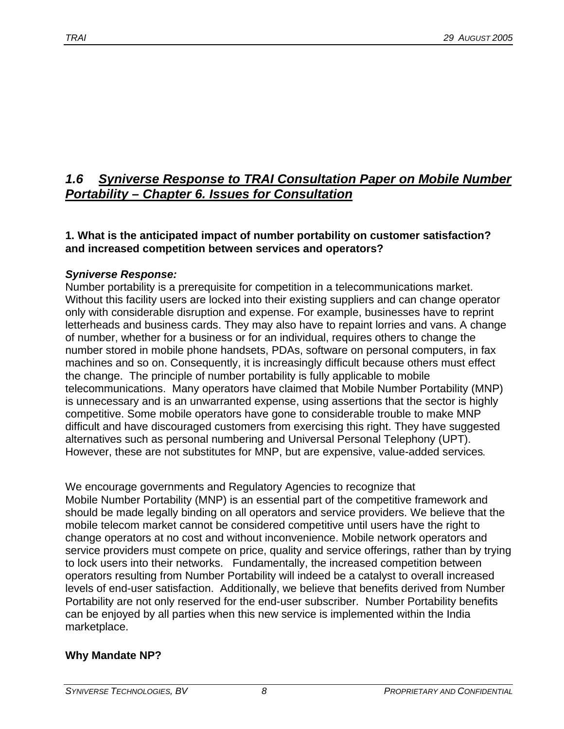## 1.6 *Syniverse Response to TRAI Consultation Paper on Mobile Number Portability – Chapter 6. Issues for Consultation*

**1. What is the anticipated impact of number portability on customer satisfaction? and increased competition between services and operators?**

***Syniverse Response:***

Number portability is a prerequisite for competition in a telecommunications market. Without this facility users are locked into their existing suppliers and can change operator only with considerable disruption and expense. For example, businesses have to reprint letterheads and business cards. They may also have to repaint lorries and vans. A change of number, whether for a business or for an individual, requires others to change the number stored in mobile phone handsets, PDAs, software on personal computers, in fax machines and so on. Consequently, it is increasingly difficult because others must effect the change. The principle of number portability is fully applicable to mobile telecommunications. Many operators have claimed that Mobile Number Portability (MNP) is unnecessary and is an unwarranted expense, using assertions that the sector is highly competitive. Some mobile operators have gone to considerable trouble to make MNP difficult and have discouraged customers from exercising this right. They have suggested alternatives such as personal numbering and Universal Personal Telephony (UPT). However, these are not substitutes for MNP, but are expensive, value-added services.

We encourage governments and Regulatory Agencies to recognize that Mobile Number Portability (MNP) is an essential part of the competitive framework and should be made legally binding on all operators and service providers. We believe that the mobile telecom market cannot be considered competitive until users have the right to change operators at no cost and without inconvenience. Mobile network operators and service providers must compete on price, quality and service offerings, rather than by trying to lock users into their networks. Fundamentally, the increased competition between operators resulting from Number Portability will indeed be a catalyst to overall increased levels of end-user satisfaction. Additionally, we believe that benefits derived from Number Portability are not only reserved for the end-user subscriber. Number Portability benefits can be enjoyed by all parties when this new service is implemented within the India marketplace.

**Why Mandate NP?**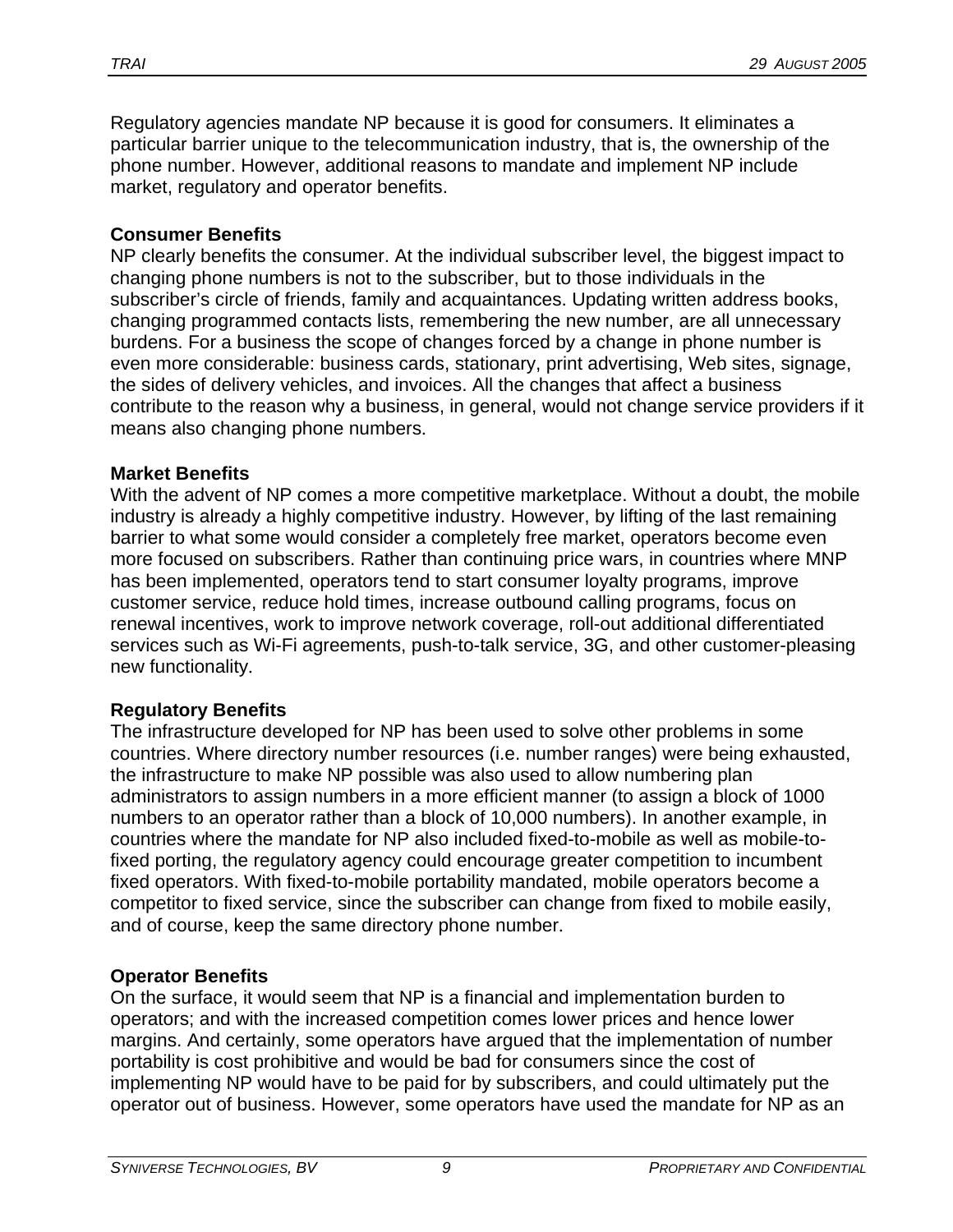Regulatory agencies mandate NP because it is good for consumers. It eliminates a particular barrier unique to the telecommunication industry, that is, the ownership of the phone number. However, additional reasons to mandate and implement NP include market, regulatory and operator benefits.

**Consumer Benefits**

NP clearly benefits the consumer. At the individual subscriber level, the biggest impact to changing phone numbers is not to the subscriber, but to those individuals in the subscriber's circle of friends, family and acquaintances. Updating written address books, changing programmed contacts lists, remembering the new number, are all unnecessary burdens. For a business the scope of changes forced by a change in phone number is even more considerable: business cards, stationary, print advertising, Web sites, signage, the sides of delivery vehicles, and invoices. All the changes that affect a business contribute to the reason why a business, in general, would not change service providers if it means also changing phone numbers.

**Market Benefits**

With the advent of NP comes a more competitive marketplace. Without a doubt, the mobile industry is already a highly competitive industry. However, by lifting of the last remaining barrier to what some would consider a completely free market, operators become even more focused on subscribers. Rather than continuing price wars, in countries where MNP has been implemented, operators tend to start consumer loyalty programs, improve customer service, reduce hold times, increase outbound calling programs, focus on renewal incentives, work to improve network coverage, roll-out additional differentiated services such as Wi-Fi agreements, push-to-talk service, 3G, and other customer-pleasing new functionality.

**Regulatory Benefits**

The infrastructure developed for NP has been used to solve other problems in some countries. Where directory number resources (i.e. number ranges) were being exhausted, the infrastructure to make NP possible was also used to allow numbering plan administrators to assign numbers in a more efficient manner (to assign a block of 1000 numbers to an operator rather than a block of 10,000 numbers). In another example, in countries where the mandate for NP also included fixed-to-mobile as well as mobile-to-fixed porting, the regulatory agency could encourage greater competition to incumbent fixed operators. With fixed-to-mobile portability mandated, mobile operators become a competitor to fixed service, since the subscriber can change from fixed to mobile easily, and of course, keep the same directory phone number.

**Operator Benefits**

On the surface, it would seem that NP is a financial and implementation burden to operators; and with the increased competition comes lower prices and hence lower margins. And certainly, some operators have argued that the implementation of number portability is cost prohibitive and would be bad for consumers since the cost of implementing NP would have to be paid for by subscribers, and could ultimately put the operator out of business. However, some operators have used the mandate for NP as an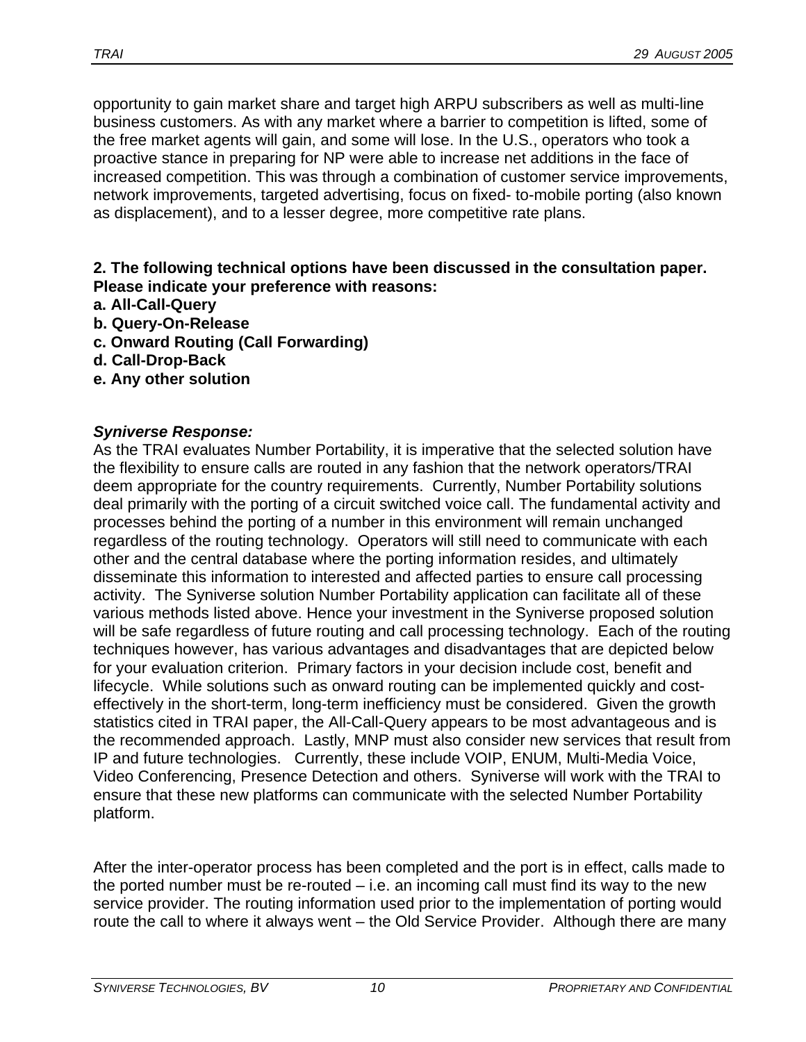opportunity to gain market share and target high ARPU subscribers as well as multi-line business customers. As with any market where a barrier to competition is lifted, some of the free market agents will gain, and some will lose. In the U.S., operators who took a proactive stance in preparing for NP were able to increase net additions in the face of increased competition. This was through a combination of customer service improvements, network improvements, targeted advertising, focus on fixed- to-mobile porting (also known as displacement), and to a lesser degree, more competitive rate plans.

**2. The following technical options have been discussed in the consultation paper. Please indicate your preference with reasons:**
**a. All-Call-Query**
**b. Query-On-Release**
**c. Onward Routing (Call Forwarding)**
**d. Call-Drop-Back**
**e. Any other solution**

***Syniverse Response:***
As the TRAI evaluates Number Portability, it is imperative that the selected solution have the flexibility to ensure calls are routed in any fashion that the network operators/TRAI deem appropriate for the country requirements. Currently, Number Portability solutions deal primarily with the porting of a circuit switched voice call. The fundamental activity and processes behind the porting of a number in this environment will remain unchanged regardless of the routing technology. Operators will still need to communicate with each other and the central database where the porting information resides, and ultimately disseminate this information to interested and affected parties to ensure call processing activity. The Syniverse solution Number Portability application can facilitate all of these various methods listed above. Hence your investment in the Syniverse proposed solution will be safe regardless of future routing and call processing technology. Each of the routing techniques however, has various advantages and disadvantages that are depicted below for your evaluation criterion. Primary factors in your decision include cost, benefit and lifecycle. While solutions such as onward routing can be implemented quickly and cost-effectively in the short-term, long-term inefficiency must be considered. Given the growth statistics cited in TRAI paper, the All-Call-Query appears to be most advantageous and is the recommended approach. Lastly, MNP must also consider new services that result from IP and future technologies. Currently, these include VOIP, ENUM, Multi-Media Voice, Video Conferencing, Presence Detection and others. Syniverse will work with the TRAI to ensure that these new platforms can communicate with the selected Number Portability platform.

After the inter-operator process has been completed and the port is in effect, calls made to the ported number must be re-routed – i.e. an incoming call must find its way to the new service provider. The routing information used prior to the implementation of porting would route the call to where it always went – the Old Service Provider. Although there are many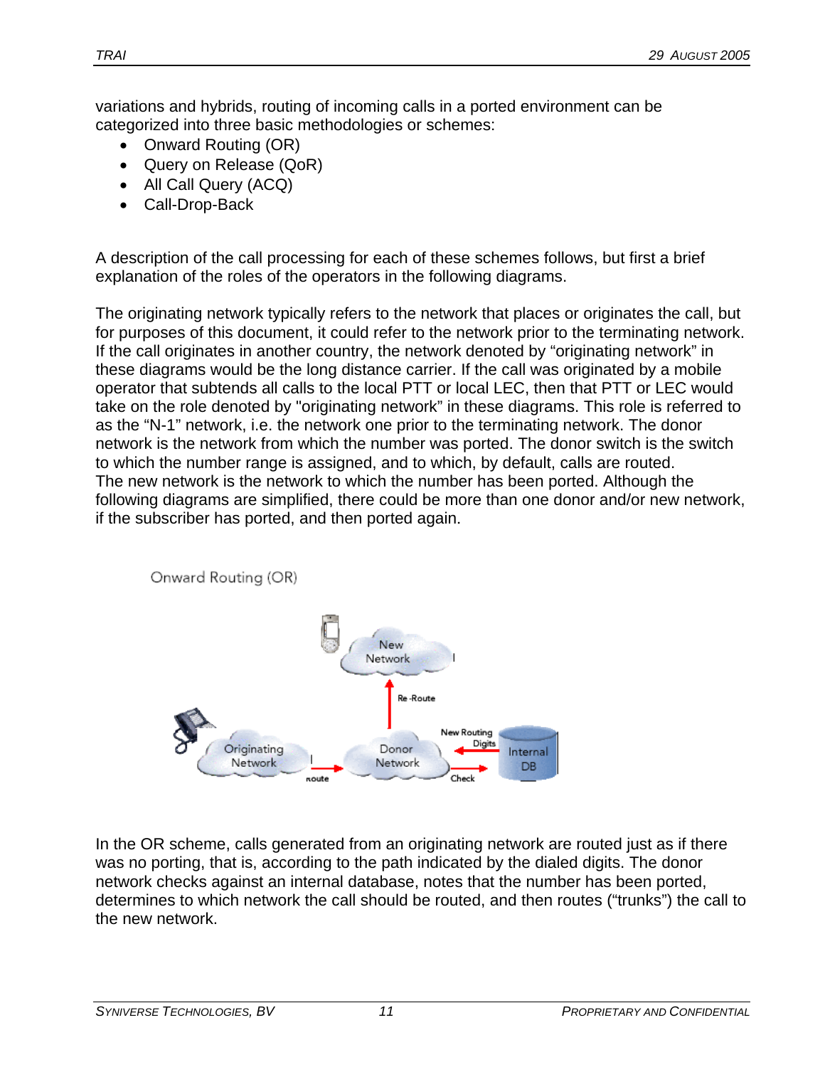variations and hybrids, routing of incoming calls in a ported environment can be categorized into three basic methodologies or schemes:

- Onward Routing (OR)
- Query on Release (QoR)
- All Call Query (ACQ)
- Call-Drop-Back

A description of the call processing for each of these schemes follows, but first a brief explanation of the roles of the operators in the following diagrams.

The originating network typically refers to the network that places or originates the call, but for purposes of this document, it could refer to the network prior to the terminating network. If the call originates in another country, the network denoted by "originating network" in these diagrams would be the long distance carrier. If the call was originated by a mobile operator that subtends all calls to the local PTT or local LEC, then that PTT or LEC would take on the role denoted by "originating network" in these diagrams. This role is referred to as the "N-1" network, i.e. the network one prior to the terminating network. The donor network is the network from which the number was ported. The donor switch is the switch to which the number range is assigned, and to which, by default, calls are routed.
The new network is the network to which the number has been ported. Although the following diagrams are simplified, there could be more than one donor and/or new network, if the subscriber has ported, and then ported again.

Onward Routing (OR)

New Network

Re-Route

New Routing Digits

Originating Network

Donor Network

Internal DB

route

Check

In the OR scheme, calls generated from an originating network are routed just as if there was no porting, that is, according to the path indicated by the dialed digits. The donor network checks against an internal database, notes that the number has been ported, determines to which network the call should be routed, and then routes ("trunks") the call to the new network.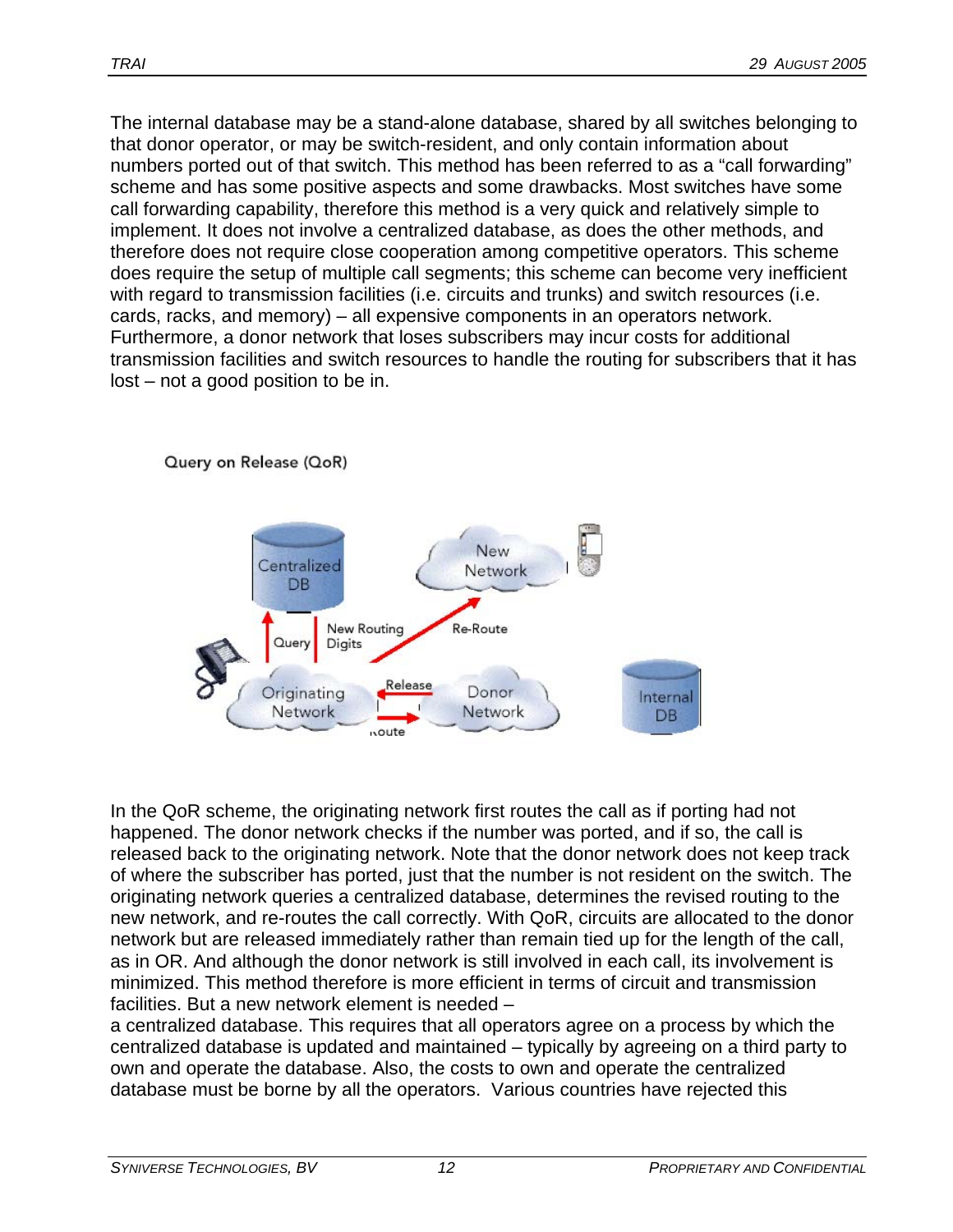The internal database may be a stand-alone database, shared by all switches belonging to that donor operator, or may be switch-resident, and only contain information about numbers ported out of that switch. This method has been referred to as a "call forwarding" scheme and has some positive aspects and some drawbacks. Most switches have some call forwarding capability, therefore this method is a very quick and relatively simple to implement. It does not involve a centralized database, as does the other methods, and therefore does not require close cooperation among competitive operators. This scheme does require the setup of multiple call segments; this scheme can become very inefficient with regard to transmission facilities (i.e. circuits and trunks) and switch resources (i.e. cards, racks, and memory) – all expensive components in an operators network. Furthermore, a donor network that loses subscribers may incur costs for additional transmission facilities and switch resources to handle the routing for subscribers that it has lost – not a good position to be in.

Query on Release (QoR)

In the QoR scheme, the originating network first routes the call as if porting had not happened. The donor network checks if the number was ported, and if so, the call is released back to the originating network. Note that the donor network does not keep track of where the subscriber has ported, just that the number is not resident on the switch. The originating network queries a centralized database, determines the revised routing to the new network, and re-routes the call correctly. With QoR, circuits are allocated to the donor network but are released immediately rather than remain tied up for the length of the call, as in OR. And although the donor network is still involved in each call, its involvement is minimized. This method therefore is more efficient in terms of circuit and transmission facilities. But a new network element is needed – a centralized database. This requires that all operators agree on a process by which the centralized database is updated and maintained – typically by agreeing on a third party to own and operate the database. Also, the costs to own and operate the centralized database must be borne by all the operators. Various countries have rejected this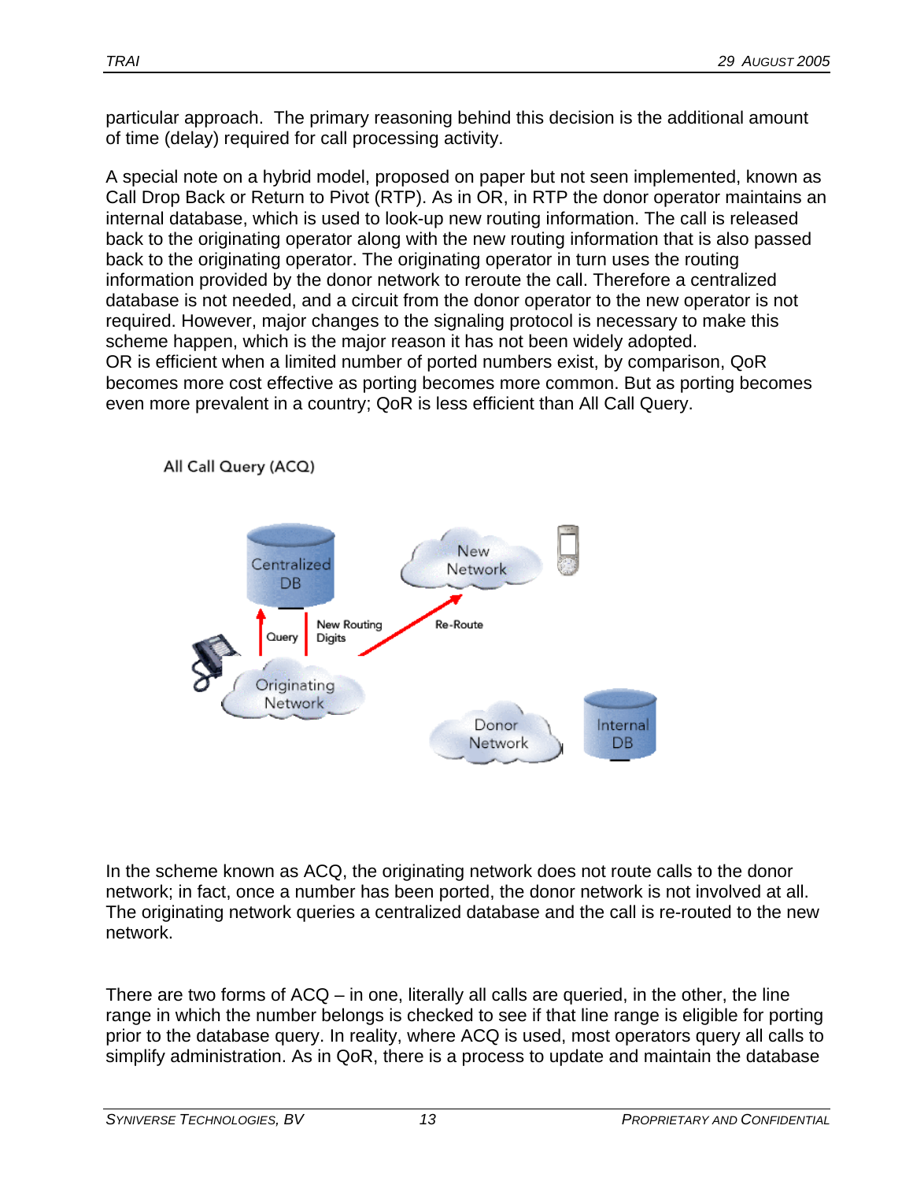particular approach. The primary reasoning behind this decision is the additional amount of time (delay) required for call processing activity.

A special note on a hybrid model, proposed on paper but not seen implemented, known as Call Drop Back or Return to Pivot (RTP). As in OR, in RTP the donor operator maintains an internal database, which is used to look-up new routing information. The call is released back to the originating operator along with the new routing information that is also passed back to the originating operator. The originating operator in turn uses the routing information provided by the donor network to reroute the call. Therefore a centralized database is not needed, and a circuit from the donor operator to the new operator is not required. However, major changes to the signaling protocol is necessary to make this scheme happen, which is the major reason it has not been widely adopted.
OR is efficient when a limited number of ported numbers exist, by comparison, QoR becomes more cost effective as porting becomes more common. But as porting becomes even more prevalent in a country; QoR is less efficient than All Call Query.

All Call Query (ACQ)

In the scheme known as ACQ, the originating network does not route calls to the donor network; in fact, once a number has been ported, the donor network is not involved at all. The originating network queries a centralized database and the call is re-routed to the new network.

There are two forms of ACQ – in one, literally all calls are queried, in the other, the line range in which the number belongs is checked to see if that line range is eligible for porting prior to the database query. In reality, where ACQ is used, most operators query all calls to simplify administration. As in QoR, there is a process to update and maintain the database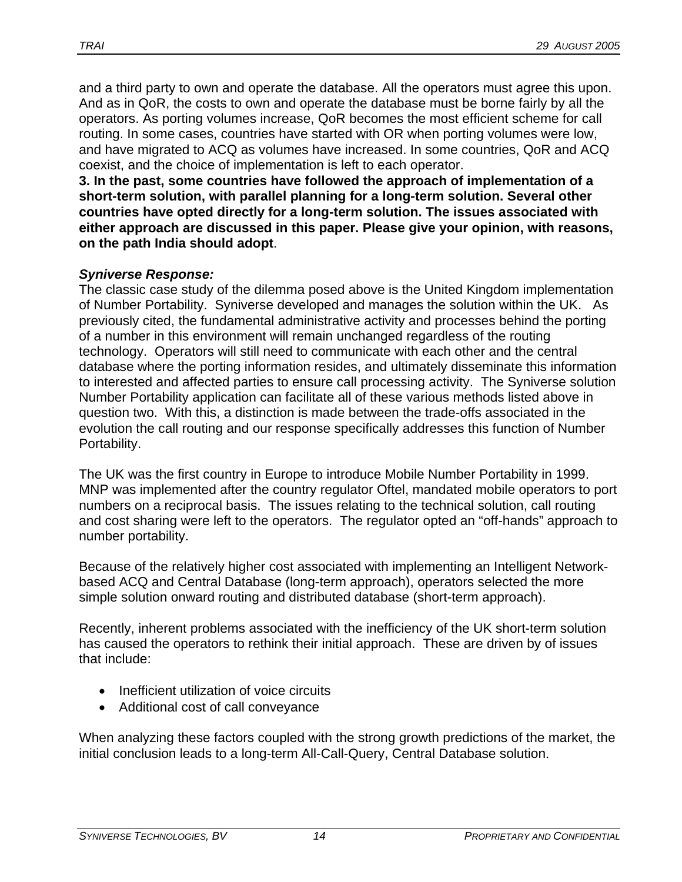and a third party to own and operate the database. All the operators must agree this upon. And as in QoR, the costs to own and operate the database must be borne fairly by all the operators. As porting volumes increase, QoR becomes the most efficient scheme for call routing. In some cases, countries have started with OR when porting volumes were low, and have migrated to ACQ as volumes have increased. In some countries, QoR and ACQ coexist, and the choice of implementation is left to each operator.

**3. In the past, some countries have followed the approach of implementation of a short-term solution, with parallel planning for a long-term solution. Several other countries have opted directly for a long-term solution. The issues associated with either approach are discussed in this paper. Please give your opinion, with reasons, on the path India should adopt**.

***Syniverse Response:***

The classic case study of the dilemma posed above is the United Kingdom implementation of Number Portability. Syniverse developed and manages the solution within the UK. As previously cited, the fundamental administrative activity and processes behind the porting of a number in this environment will remain unchanged regardless of the routing technology. Operators will still need to communicate with each other and the central database where the porting information resides, and ultimately disseminate this information to interested and affected parties to ensure call processing activity. The Syniverse solution Number Portability application can facilitate all of these various methods listed above in question two. With this, a distinction is made between the trade-offs associated in the evolution the call routing and our response specifically addresses this function of Number Portability.

The UK was the first country in Europe to introduce Mobile Number Portability in 1999. MNP was implemented after the country regulator Oftel, mandated mobile operators to port numbers on a reciprocal basis. The issues relating to the technical solution, call routing and cost sharing were left to the operators. The regulator opted an "off-hands" approach to number portability.

Because of the relatively higher cost associated with implementing an Intelligent Network-based ACQ and Central Database (long-term approach), operators selected the more simple solution onward routing and distributed database (short-term approach).

Recently, inherent problems associated with the inefficiency of the UK short-term solution has caused the operators to rethink their initial approach. These are driven by of issues that include:

- Inefficient utilization of voice circuits
- Additional cost of call conveyance

When analyzing these factors coupled with the strong growth predictions of the market, the initial conclusion leads to a long-term All-Call-Query, Central Database solution.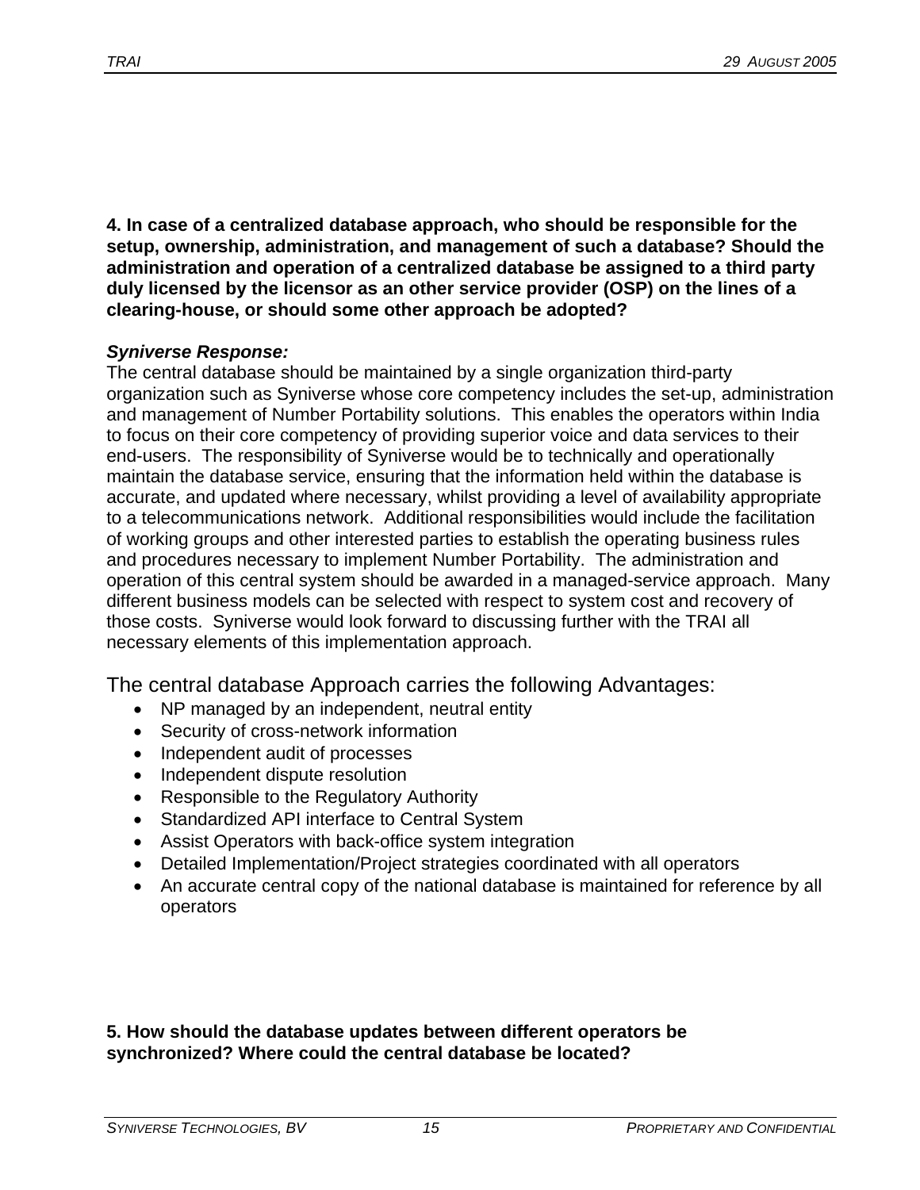**4. In case of a centralized database approach, who should be responsible for the setup, ownership, administration, and management of such a database? Should the administration and operation of a centralized database be assigned to a third party duly licensed by the licensor as an other service provider (OSP) on the lines of a clearing-house, or should some other approach be adopted?**

***Syniverse Response:***

The central database should be maintained by a single organization third-party organization such as Syniverse whose core competency includes the set-up, administration and management of Number Portability solutions. This enables the operators within India to focus on their core competency of providing superior voice and data services to their end-users. The responsibility of Syniverse would be to technically and operationally maintain the database service, ensuring that the information held within the database is accurate, and updated where necessary, whilst providing a level of availability appropriate to a telecommunications network. Additional responsibilities would include the facilitation of working groups and other interested parties to establish the operating business rules and procedures necessary to implement Number Portability. The administration and operation of this central system should be awarded in a managed-service approach. Many different business models can be selected with respect to system cost and recovery of those costs. Syniverse would look forward to discussing further with the TRAI all necessary elements of this implementation approach.

The central database Approach carries the following Advantages:

- NP managed by an independent, neutral entity
- Security of cross-network information
- Independent audit of processes
- Independent dispute resolution
- Responsible to the Regulatory Authority
- Standardized API interface to Central System
- Assist Operators with back-office system integration
- Detailed Implementation/Project strategies coordinated with all operators
- An accurate central copy of the national database is maintained for reference by all operators

**5. How should the database updates between different operators be synchronized? Where could the central database be located?**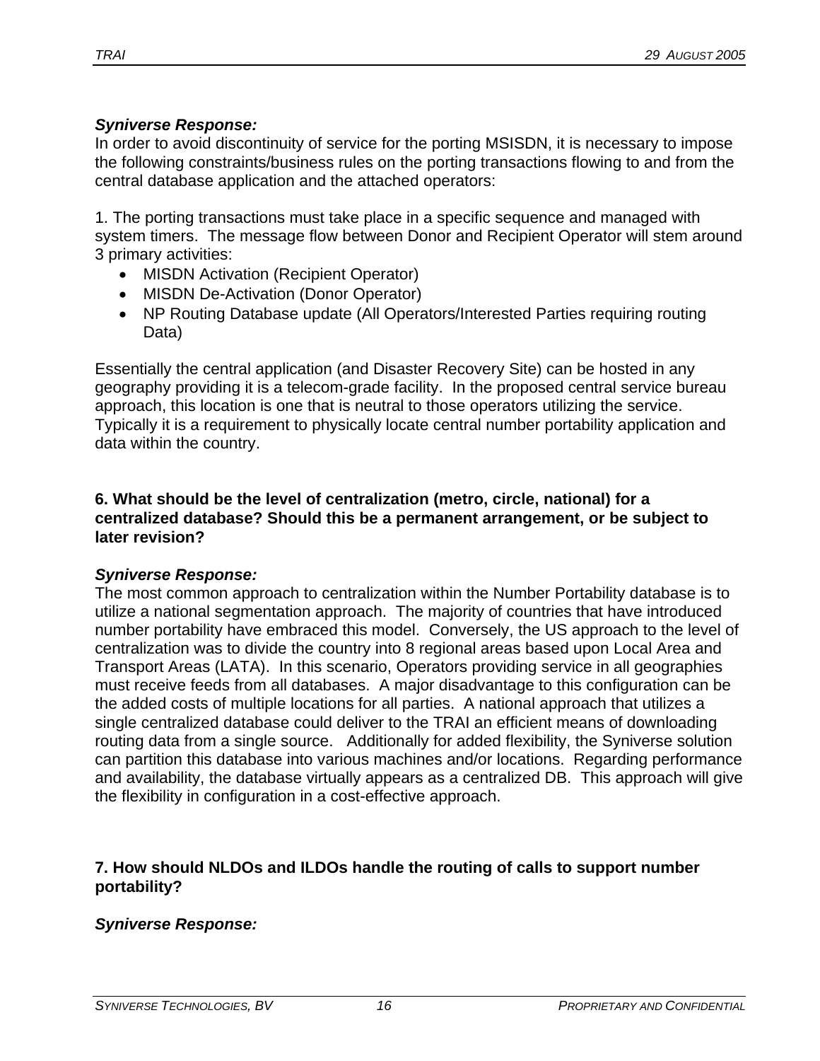***Syniverse Response:***
In order to avoid discontinuity of service for the porting MSISDN, it is necessary to impose the following constraints/business rules on the porting transactions flowing to and from the central database application and the attached operators:

1. The porting transactions must take place in a specific sequence and managed with system timers. The message flow between Donor and Recipient Operator will stem around 3 primary activities:

- MISDN Activation (Recipient Operator)
- MISDN De-Activation (Donor Operator)
- NP Routing Database update (All Operators/Interested Parties requiring routing Data)

Essentially the central application (and Disaster Recovery Site) can be hosted in any geography providing it is a telecom-grade facility. In the proposed central service bureau approach, this location is one that is neutral to those operators utilizing the service. Typically it is a requirement to physically locate central number portability application and data within the country.

**6. What should be the level of centralization (metro, circle, national) for a centralized database? Should this be a permanent arrangement, or be subject to later revision?**

***Syniverse Response:***
The most common approach to centralization within the Number Portability database is to utilize a national segmentation approach. The majority of countries that have introduced number portability have embraced this model. Conversely, the US approach to the level of centralization was to divide the country into 8 regional areas based upon Local Area and Transport Areas (LATA). In this scenario, Operators providing service in all geographies must receive feeds from all databases. A major disadvantage to this configuration can be the added costs of multiple locations for all parties. A national approach that utilizes a single centralized database could deliver to the TRAI an efficient means of downloading routing data from a single source. Additionally for added flexibility, the Syniverse solution can partition this database into various machines and/or locations. Regarding performance and availability, the database virtually appears as a centralized DB. This approach will give the flexibility in configuration in a cost-effective approach.

**7. How should NLDOs and ILDOs handle the routing of calls to support number portability?**

***Syniverse Response:***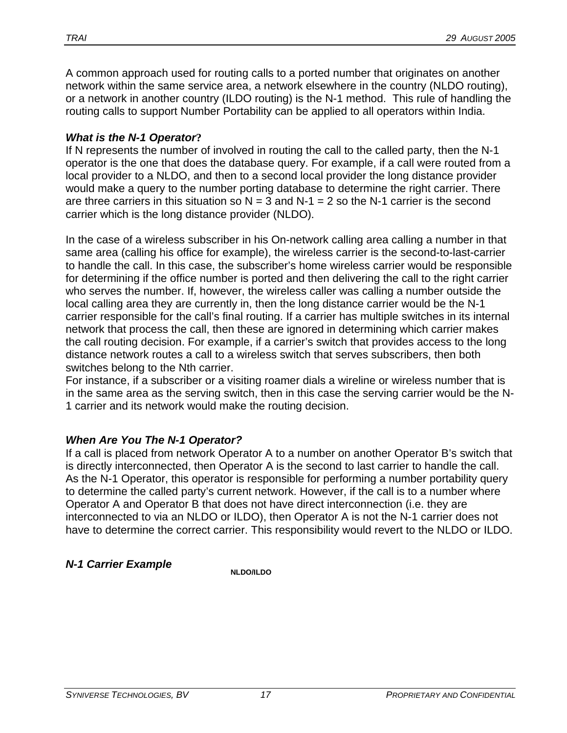A common approach used for routing calls to a ported number that originates on another network within the same service area, a network elsewhere in the country (NLDO routing), or a network in another country (ILDO routing) is the N-1 method. This rule of handling the routing calls to support Number Portability can be applied to all operators within India.

### *What is the N-1 Operator?*

If N represents the number of involved in routing the call to the called party, then the N-1 operator is the one that does the database query. For example, if a call were routed from a local provider to a NLDO, and then to a second local provider the long distance provider would make a query to the number porting database to determine the right carrier. There are three carriers in this situation so N = 3 and N-1 = 2 so the N-1 carrier is the second carrier which is the long distance provider (NLDO).

In the case of a wireless subscriber in his On-network calling area calling a number in that same area (calling his office for example), the wireless carrier is the second-to-last-carrier to handle the call. In this case, the subscriber's home wireless carrier would be responsible for determining if the office number is ported and then delivering the call to the right carrier who serves the number. If, however, the wireless caller was calling a number outside the local calling area they are currently in, then the long distance carrier would be the N-1 carrier responsible for the call's final routing. If a carrier has multiple switches in its internal network that process the call, then these are ignored in determining which carrier makes the call routing decision. For example, if a carrier's switch that provides access to the long distance network routes a call to a wireless switch that serves subscribers, then both switches belong to the Nth carrier.
For instance, if a subscriber or a visiting roamer dials a wireline or wireless number that is in the same area as the serving switch, then in this case the serving carrier would be the N-1 carrier and its network would make the routing decision.

### *When Are You The N-1 Operator?*

If a call is placed from network Operator A to a number on another Operator B's switch that is directly interconnected, then Operator A is the second to last carrier to handle the call. As the N-1 Operator, this operator is responsible for performing a number portability query to determine the called party's current network. However, if the call is to a number where Operator A and Operator B that does not have direct interconnection (i.e. they are interconnected to via an NLDO or ILDO), then Operator A is not the N-1 carrier does not have to determine the correct carrier. This responsibility would revert to the NLDO or ILDO.

### *N-1 Carrier Example*

NLDO/ILDO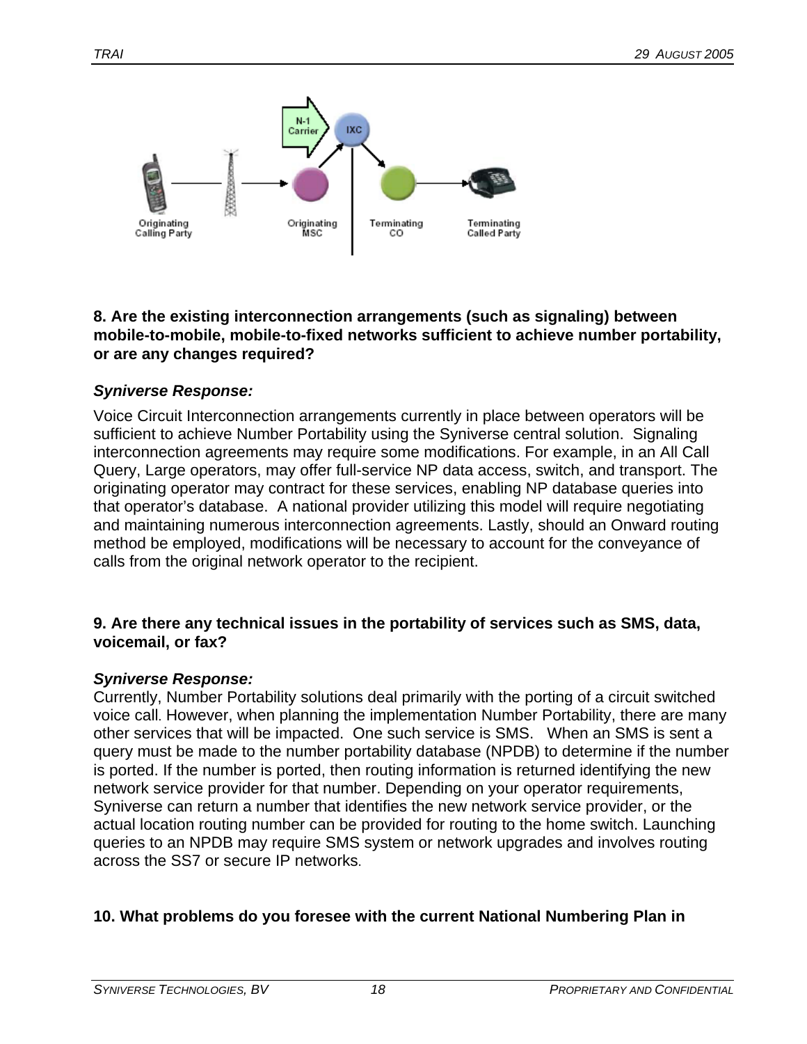Originating Calling Party

Originating MSC

N-1 Carrier

IXC

Terminating CO

Terminating Called Party

**8. Are the existing interconnection arrangements (such as signaling) between mobile-to-mobile, mobile-to-fixed networks sufficient to achieve number portability, or are any changes required?**

***Syniverse Response:***

Voice Circuit Interconnection arrangements currently in place between operators will be sufficient to achieve Number Portability using the Syniverse central solution. Signaling interconnection agreements may require some modifications. For example, in an All Call Query, Large operators, may offer full-service NP data access, switch, and transport. The originating operator may contract for these services, enabling NP database queries into that operator's database. A national provider utilizing this model will require negotiating and maintaining numerous interconnection agreements. Lastly, should an Onward routing method be employed, modifications will be necessary to account for the conveyance of calls from the original network operator to the recipient.

**9. Are there any technical issues in the portability of services such as SMS, data, voicemail, or fax?**

***Syniverse Response:***

Currently, Number Portability solutions deal primarily with the porting of a circuit switched voice call. However, when planning the implementation Number Portability, there are many other services that will be impacted. One such service is SMS. When an SMS is sent a query must be made to the number portability database (NPDB) to determine if the number is ported. If the number is ported, then routing information is returned identifying the new network service provider for that number. Depending on your operator requirements, Syniverse can return a number that identifies the new network service provider, or the actual location routing number can be provided for routing to the home switch. Launching queries to an NPDB may require SMS system or network upgrades and involves routing across the SS7 or secure IP networks.

**10. What problems do you foresee with the current National Numbering Plan in**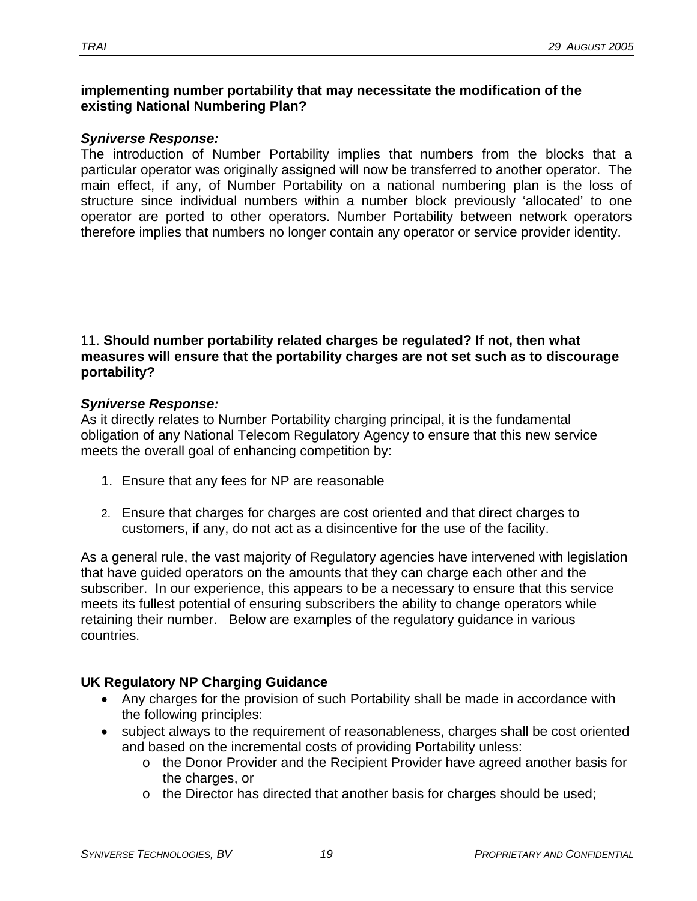**implementing number portability that may necessitate the modification of the existing National Numbering Plan?**

***Syniverse Response:***

The introduction of Number Portability implies that numbers from the blocks that a particular operator was originally assigned will now be transferred to another operator. The main effect, if any, of Number Portability on a national numbering plan is the loss of structure since individual numbers within a number block previously 'allocated' to one operator are ported to other operators. Number Portability between network operators therefore implies that numbers no longer contain any operator or service provider identity.

11. **Should number portability related charges be regulated? If not, then what measures will ensure that the portability charges are not set such as to discourage portability?**

***Syniverse Response:***

As it directly relates to Number Portability charging principal, it is the fundamental obligation of any National Telecom Regulatory Agency to ensure that this new service meets the overall goal of enhancing competition by:

1. Ensure that any fees for NP are reasonable
2. Ensure that charges for charges are cost oriented and that direct charges to customers, if any, do not act as a disincentive for the use of the facility.

As a general rule, the vast majority of Regulatory agencies have intervened with legislation that have guided operators on the amounts that they can charge each other and the subscriber. In our experience, this appears to be a necessary to ensure that this service meets its fullest potential of ensuring subscribers the ability to change operators while retaining their number. Below are examples of the regulatory guidance in various countries.

**UK Regulatory NP Charging Guidance**

- Any charges for the provision of such Portability shall be made in accordance with the following principles:
- subject always to the requirement of reasonableness, charges shall be cost oriented and based on the incremental costs of providing Portability unless:
  - the Donor Provider and the Recipient Provider have agreed another basis for the charges, or
  - the Director has directed that another basis for charges should be used;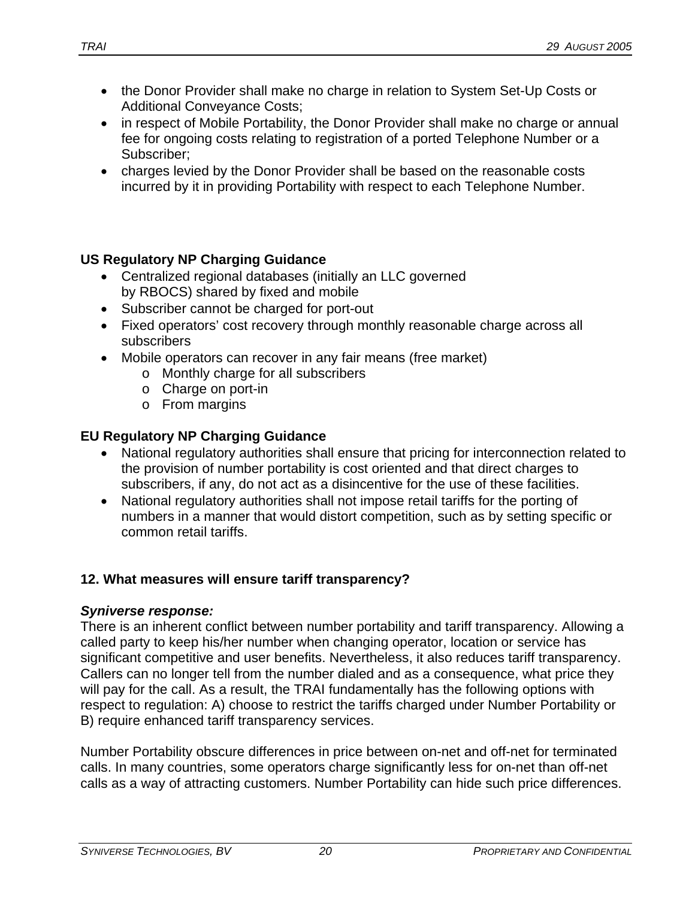- the Donor Provider shall make no charge in relation to System Set-Up Costs or Additional Conveyance Costs;
- in respect of Mobile Portability, the Donor Provider shall make no charge or annual fee for ongoing costs relating to registration of a ported Telephone Number or a Subscriber;
- charges levied by the Donor Provider shall be based on the reasonable costs incurred by it in providing Portability with respect to each Telephone Number.

**US Regulatory NP Charging Guidance**

- Centralized regional databases (initially an LLC governed by RBOCS) shared by fixed and mobile
- Subscriber cannot be charged for port-out
- Fixed operators' cost recovery through monthly reasonable charge across all subscribers
- Mobile operators can recover in any fair means (free market)
  - Monthly charge for all subscribers
  - Charge on port-in
  - From margins

**EU Regulatory NP Charging Guidance**

- National regulatory authorities shall ensure that pricing for interconnection related to the provision of number portability is cost oriented and that direct charges to subscribers, if any, do not act as a disincentive for the use of these facilities.
- National regulatory authorities shall not impose retail tariffs for the porting of numbers in a manner that would distort competition, such as by setting specific or common retail tariffs.

**12. What measures will ensure tariff transparency?**

***Syniverse response:***

There is an inherent conflict between number portability and tariff transparency. Allowing a called party to keep his/her number when changing operator, location or service has significant competitive and user benefits. Nevertheless, it also reduces tariff transparency. Callers can no longer tell from the number dialed and as a consequence, what price they will pay for the call. As a result, the TRAI fundamentally has the following options with respect to regulation: A) choose to restrict the tariffs charged under Number Portability or B) require enhanced tariff transparency services.

Number Portability obscure differences in price between on-net and off-net for terminated calls. In many countries, some operators charge significantly less for on-net than off-net calls as a way of attracting customers. Number Portability can hide such price differences.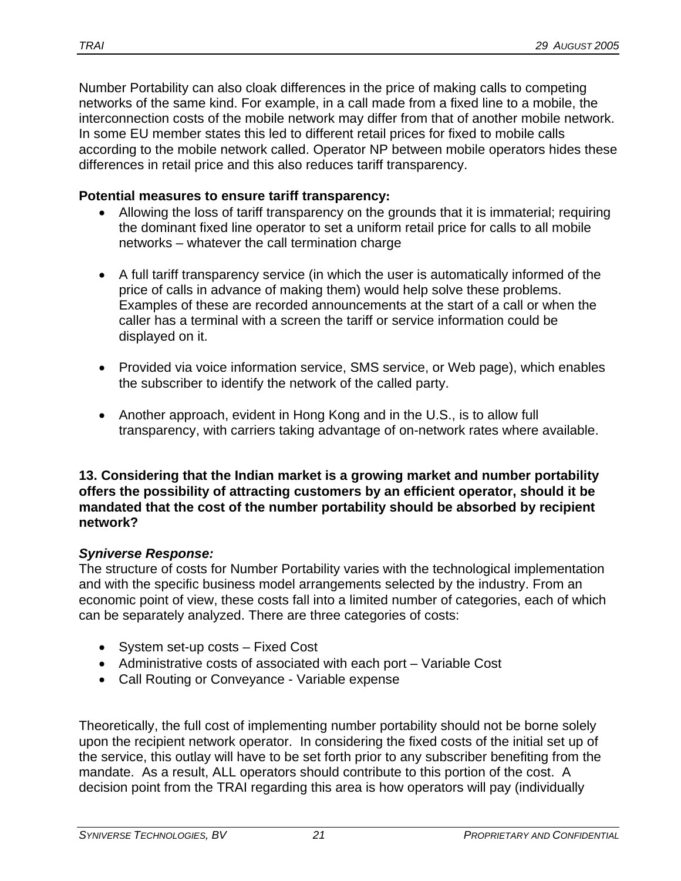Number Portability can also cloak differences in the price of making calls to competing networks of the same kind. For example, in a call made from a fixed line to a mobile, the interconnection costs of the mobile network may differ from that of another mobile network. In some EU member states this led to different retail prices for fixed to mobile calls according to the mobile network called. Operator NP between mobile operators hides these differences in retail price and this also reduces tariff transparency.

**Potential measures to ensure tariff transparency:**

- Allowing the loss of tariff transparency on the grounds that it is immaterial; requiring the dominant fixed line operator to set a uniform retail price for calls to all mobile networks – whatever the call termination charge

- A full tariff transparency service (in which the user is automatically informed of the price of calls in advance of making them) would help solve these problems. Examples of these are recorded announcements at the start of a call or when the caller has a terminal with a screen the tariff or service information could be displayed on it.

- Provided via voice information service, SMS service, or Web page), which enables the subscriber to identify the network of the called party.

- Another approach, evident in Hong Kong and in the U.S., is to allow full transparency, with carriers taking advantage of on-network rates where available.

**13. Considering that the Indian market is a growing market and number portability offers the possibility of attracting customers by an efficient operator, should it be mandated that the cost of the number portability should be absorbed by recipient network?**

***Syniverse Response:***

The structure of costs for Number Portability varies with the technological implementation and with the specific business model arrangements selected by the industry. From an economic point of view, these costs fall into a limited number of categories, each of which can be separately analyzed. There are three categories of costs:

- System set-up costs – Fixed Cost
- Administrative costs of associated with each port – Variable Cost
- Call Routing or Conveyance - Variable expense

Theoretically, the full cost of implementing number portability should not be borne solely upon the recipient network operator. In considering the fixed costs of the initial set up of the service, this outlay will have to be set forth prior to any subscriber benefiting from the mandate. As a result, ALL operators should contribute to this portion of the cost. A decision point from the TRAI regarding this area is how operators will pay (individually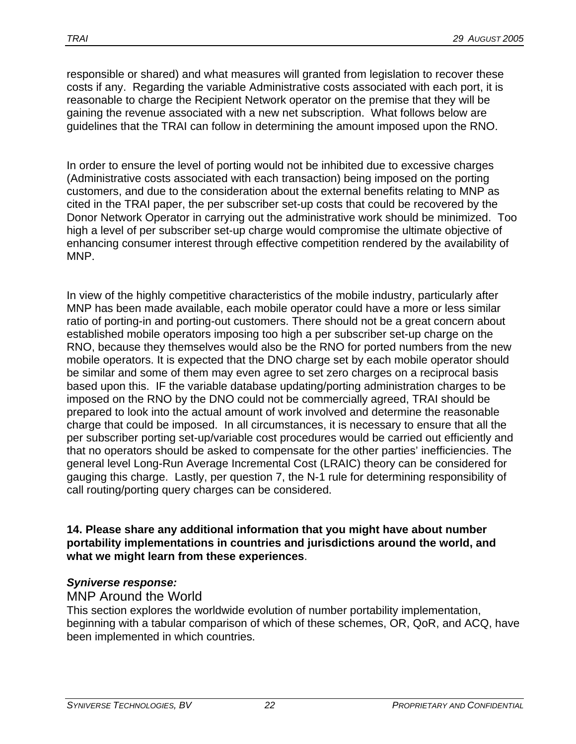responsible or shared) and what measures will granted from legislation to recover these costs if any. Regarding the variable Administrative costs associated with each port, it is reasonable to charge the Recipient Network operator on the premise that they will be gaining the revenue associated with a new net subscription. What follows below are guidelines that the TRAI can follow in determining the amount imposed upon the RNO.

In order to ensure the level of porting would not be inhibited due to excessive charges (Administrative costs associated with each transaction) being imposed on the porting customers, and due to the consideration about the external benefits relating to MNP as cited in the TRAI paper, the per subscriber set-up costs that could be recovered by the Donor Network Operator in carrying out the administrative work should be minimized. Too high a level of per subscriber set-up charge would compromise the ultimate objective of enhancing consumer interest through effective competition rendered by the availability of MNP.

In view of the highly competitive characteristics of the mobile industry, particularly after MNP has been made available, each mobile operator could have a more or less similar ratio of porting-in and porting-out customers. There should not be a great concern about established mobile operators imposing too high a per subscriber set-up charge on the RNO, because they themselves would also be the RNO for ported numbers from the new mobile operators. It is expected that the DNO charge set by each mobile operator should be similar and some of them may even agree to set zero charges on a reciprocal basis based upon this. IF the variable database updating/porting administration charges to be imposed on the RNO by the DNO could not be commercially agreed, TRAI should be prepared to look into the actual amount of work involved and determine the reasonable charge that could be imposed. In all circumstances, it is necessary to ensure that all the per subscriber porting set-up/variable cost procedures would be carried out efficiently and that no operators should be asked to compensate for the other parties' inefficiencies. The general level Long-Run Average Incremental Cost (LRAIC) theory can be considered for gauging this charge. Lastly, per question 7, the N-1 rule for determining responsibility of call routing/porting query charges can be considered.

**14. Please share any additional information that you might have about number portability implementations in countries and jurisdictions around the world, and what we might learn from these experiences**.

***Syniverse response:***

## MNP Around the World

This section explores the worldwide evolution of number portability implementation, beginning with a tabular comparison of which of these schemes, OR, QoR, and ACQ, have been implemented in which countries.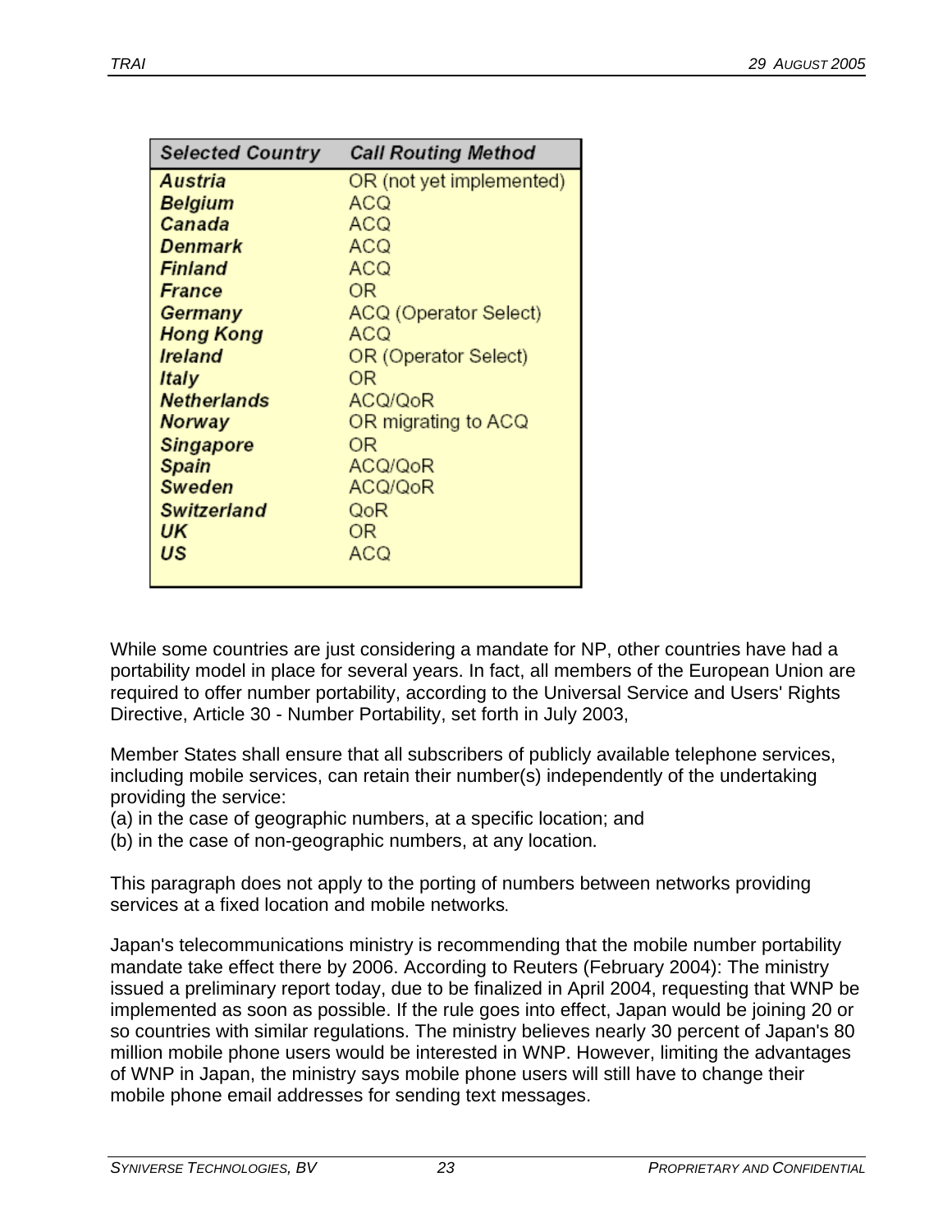| Selected Country | Call Routing Method |
|---|---|
| ***Austria*** | OR (not yet implemented) |
| ***Belgium*** | ACQ |
| ***Canada*** | ACQ |
| ***Denmark*** | ACQ |
| ***Finland*** | ACQ |
| ***France*** | OR |
| ***Germany*** | ACQ (Operator Select) |
| ***Hong Kong*** | ACQ |
| ***Ireland*** | OR (Operator Select) |
| ***Italy*** | OR |
| ***Netherlands*** | ACQ/QoR |
| ***Norway*** | OR migrating to ACQ |
| ***Singapore*** | OR |
| ***Spain*** | ACQ/QoR |
| ***Sweden*** | ACQ/QoR |
| ***Switzerland*** | QoR |
| ***UK*** | OR |
| ***US*** | ACQ |

While some countries are just considering a mandate for NP, other countries have had a portability model in place for several years. In fact, all members of the European Union are required to offer number portability, according to the Universal Service and Users' Rights Directive, Article 30 - Number Portability, set forth in July 2003,

Member States shall ensure that all subscribers of publicly available telephone services, including mobile services, can retain their number(s) independently of the undertaking providing the service:
(a) in the case of geographic numbers, at a specific location; and
(b) in the case of non-geographic numbers, at any location.

This paragraph does not apply to the porting of numbers between networks providing services at a fixed location and mobile networks.

Japan's telecommunications ministry is recommending that the mobile number portability mandate take effect there by 2006. According to Reuters (February 2004): The ministry issued a preliminary report today, due to be finalized in April 2004, requesting that WNP be implemented as soon as possible. If the rule goes into effect, Japan would be joining 20 or so countries with similar regulations. The ministry believes nearly 30 percent of Japan's 80 million mobile phone users would be interested in WNP. However, limiting the advantages of WNP in Japan, the ministry says mobile phone users will still have to change their mobile phone email addresses for sending text messages.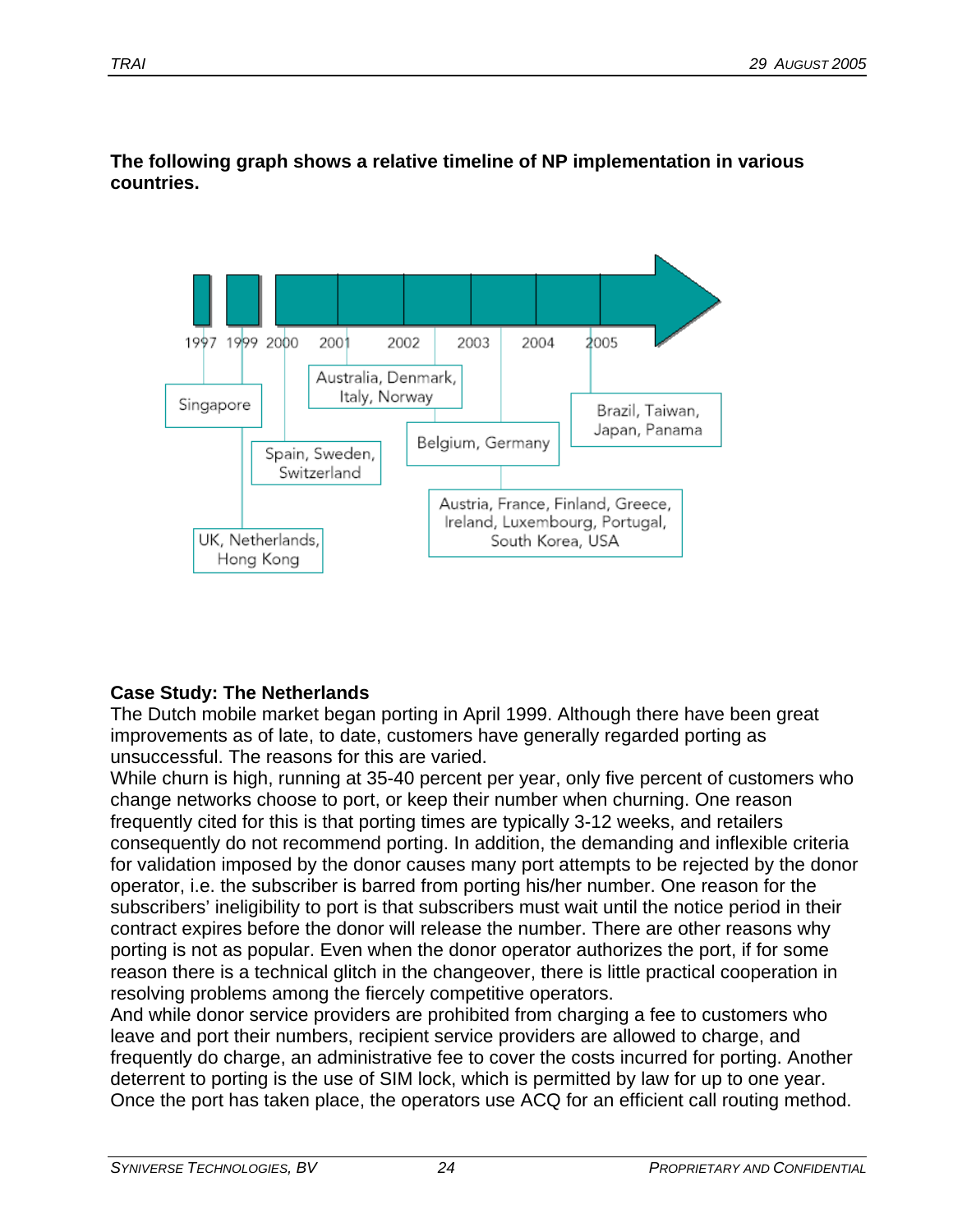**The following graph shows a relative timeline of NP implementation in various countries.**

| Year | Countries |
|---|---|
| 1997 | Singapore |
| 1999 | UK, Netherlands, Hong Kong |
| 2000 | Spain, Sweden, Switzerland |
| 2001 | Australia, Denmark, Italy, Norway |
| 2002 | Belgium, Germany |
| 2003 | Austria, France, Finland, Greece, Ireland, Luxembourg, Portugal, South Korea, USA |
| 2005 | Brazil, Taiwan, Japan, Panama |

### Case Study: The Netherlands

The Dutch mobile market began porting in April 1999. Although there have been great improvements as of late, to date, customers have generally regarded porting as unsuccessful. The reasons for this are varied.

While churn is high, running at 35-40 percent per year, only five percent of customers who change networks choose to port, or keep their number when churning. One reason frequently cited for this is that porting times are typically 3-12 weeks, and retailers consequently do not recommend porting. In addition, the demanding and inflexible criteria for validation imposed by the donor causes many port attempts to be rejected by the donor operator, i.e. the subscriber is barred from porting his/her number. One reason for the subscribers' ineligibility to port is that subscribers must wait until the notice period in their contract expires before the donor will release the number. There are other reasons why porting is not as popular. Even when the donor operator authorizes the port, if for some reason there is a technical glitch in the changeover, there is little practical cooperation in resolving problems among the fiercely competitive operators.

And while donor service providers are prohibited from charging a fee to customers who leave and port their numbers, recipient service providers are allowed to charge, and frequently do charge, an administrative fee to cover the costs incurred for porting. Another deterrent to porting is the use of SIM lock, which is permitted by law for up to one year. Once the port has taken place, the operators use ACQ for an efficient call routing method.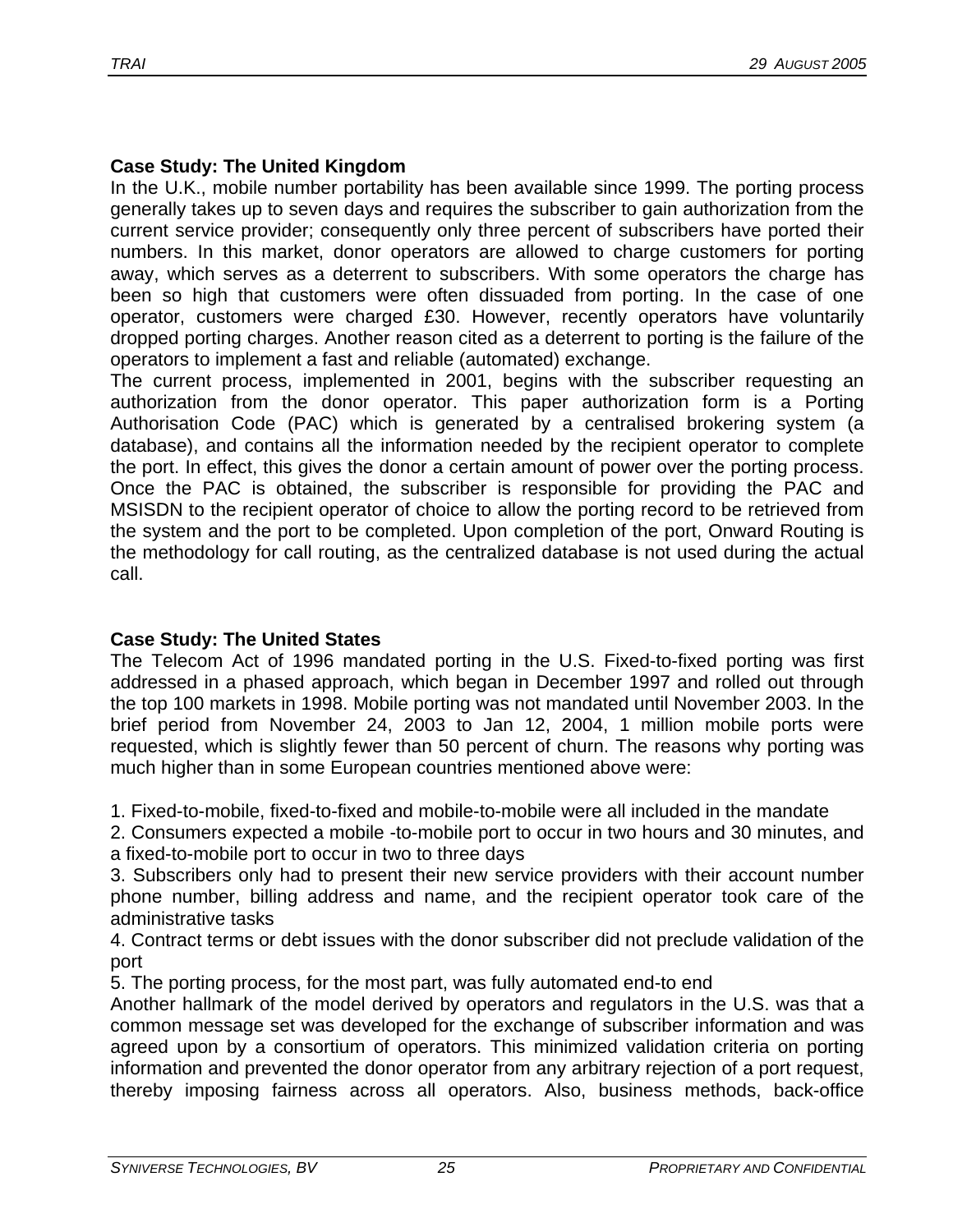**Case Study: The United Kingdom**

In the U.K., mobile number portability has been available since 1999. The porting process generally takes up to seven days and requires the subscriber to gain authorization from the current service provider; consequently only three percent of subscribers have ported their numbers. In this market, donor operators are allowed to charge customers for porting away, which serves as a deterrent to subscribers. With some operators the charge has been so high that customers were often dissuaded from porting. In the case of one operator, customers were charged £30. However, recently operators have voluntarily dropped porting charges. Another reason cited as a deterrent to porting is the failure of the operators to implement a fast and reliable (automated) exchange.

The current process, implemented in 2001, begins with the subscriber requesting an authorization from the donor operator. This paper authorization form is a Porting Authorisation Code (PAC) which is generated by a centralised brokering system (a database), and contains all the information needed by the recipient operator to complete the port. In effect, this gives the donor a certain amount of power over the porting process. Once the PAC is obtained, the subscriber is responsible for providing the PAC and MSISDN to the recipient operator of choice to allow the porting record to be retrieved from the system and the port to be completed. Upon completion of the port, Onward Routing is the methodology for call routing, as the centralized database is not used during the actual call.

**Case Study: The United States**

The Telecom Act of 1996 mandated porting in the U.S. Fixed-to-fixed porting was first addressed in a phased approach, which began in December 1997 and rolled out through the top 100 markets in 1998. Mobile porting was not mandated until November 2003. In the brief period from November 24, 2003 to Jan 12, 2004, 1 million mobile ports were requested, which is slightly fewer than 50 percent of churn. The reasons why porting was much higher than in some European countries mentioned above were:

1. Fixed-to-mobile, fixed-to-fixed and mobile-to-mobile were all included in the mandate
2. Consumers expected a mobile -to-mobile port to occur in two hours and 30 minutes, and a fixed-to-mobile port to occur in two to three days
3. Subscribers only had to present their new service providers with their account number phone number, billing address and name, and the recipient operator took care of the administrative tasks
4. Contract terms or debt issues with the donor subscriber did not preclude validation of the port
5. The porting process, for the most part, was fully automated end-to end

Another hallmark of the model derived by operators and regulators in the U.S. was that a common message set was developed for the exchange of subscriber information and was agreed upon by a consortium of operators. This minimized validation criteria on porting information and prevented the donor operator from any arbitrary rejection of a port request, thereby imposing fairness across all operators. Also, business methods, back-office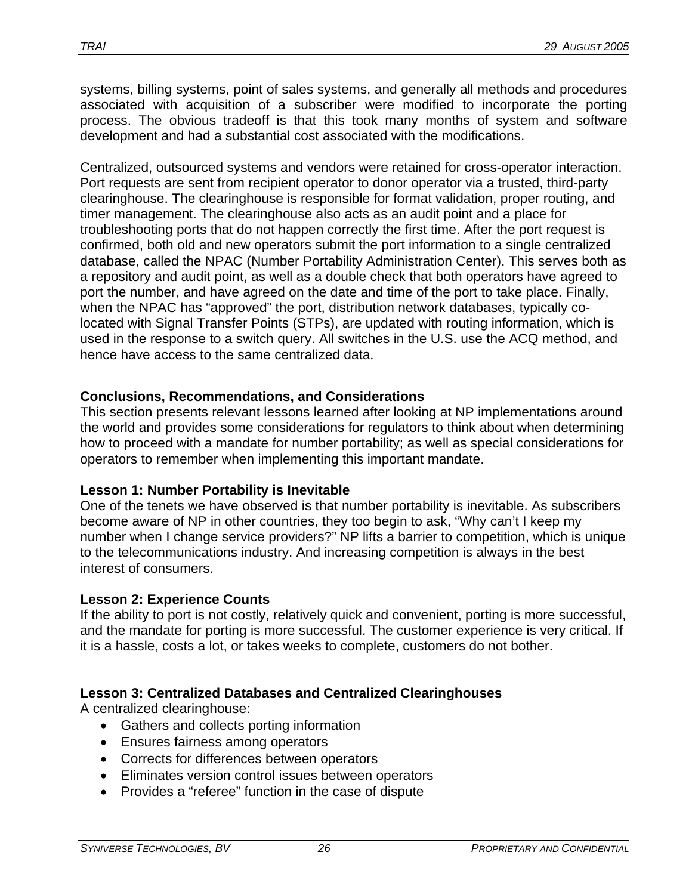systems, billing systems, point of sales systems, and generally all methods and procedures associated with acquisition of a subscriber were modified to incorporate the porting process. The obvious tradeoff is that this took many months of system and software development and had a substantial cost associated with the modifications.

Centralized, outsourced systems and vendors were retained for cross-operator interaction. Port requests are sent from recipient operator to donor operator via a trusted, third-party clearinghouse. The clearinghouse is responsible for format validation, proper routing, and timer management. The clearinghouse also acts as an audit point and a place for troubleshooting ports that do not happen correctly the first time. After the port request is confirmed, both old and new operators submit the port information to a single centralized database, called the NPAC (Number Portability Administration Center). This serves both as a repository and audit point, as well as a double check that both operators have agreed to port the number, and have agreed on the date and time of the port to take place. Finally, when the NPAC has "approved" the port, distribution network databases, typically co-located with Signal Transfer Points (STPs), are updated with routing information, which is used in the response to a switch query. All switches in the U.S. use the ACQ method, and hence have access to the same centralized data.

### Conclusions, Recommendations, and Considerations

This section presents relevant lessons learned after looking at NP implementations around the world and provides some considerations for regulators to think about when determining how to proceed with a mandate for number portability; as well as special considerations for operators to remember when implementing this important mandate.

#### Lesson 1: Number Portability is Inevitable

One of the tenets we have observed is that number portability is inevitable. As subscribers become aware of NP in other countries, they too begin to ask, "Why can't I keep my number when I change service providers?" NP lifts a barrier to competition, which is unique to the telecommunications industry. And increasing competition is always in the best interest of consumers.

#### Lesson 2: Experience Counts

If the ability to port is not costly, relatively quick and convenient, porting is more successful, and the mandate for porting is more successful. The customer experience is very critical. If it is a hassle, costs a lot, or takes weeks to complete, customers do not bother.

#### Lesson 3: Centralized Databases and Centralized Clearinghouses

A centralized clearinghouse:

- Gathers and collects porting information
- Ensures fairness among operators
- Corrects for differences between operators
- Eliminates version control issues between operators
- Provides a "referee" function in the case of dispute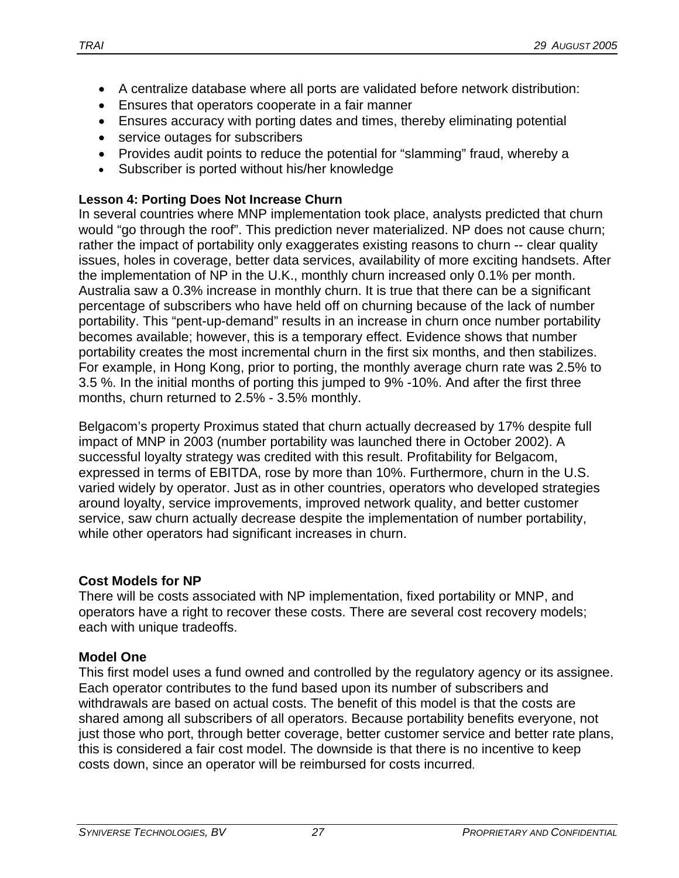- A centralize database where all ports are validated before network distribution:
- Ensures that operators cooperate in a fair manner
- Ensures accuracy with porting dates and times, thereby eliminating potential
- service outages for subscribers
- Provides audit points to reduce the potential for "slamming" fraud, whereby a
- Subscriber is ported without his/her knowledge

**Lesson 4: Porting Does Not Increase Churn**

In several countries where MNP implementation took place, analysts predicted that churn would "go through the roof". This prediction never materialized. NP does not cause churn; rather the impact of portability only exaggerates existing reasons to churn -- clear quality issues, holes in coverage, better data services, availability of more exciting handsets. After the implementation of NP in the U.K., monthly churn increased only 0.1% per month. Australia saw a 0.3% increase in monthly churn. It is true that there can be a significant percentage of subscribers who have held off on churning because of the lack of number portability. This "pent-up-demand" results in an increase in churn once number portability becomes available; however, this is a temporary effect. Evidence shows that number portability creates the most incremental churn in the first six months, and then stabilizes. For example, in Hong Kong, prior to porting, the monthly average churn rate was 2.5% to 3.5 %. In the initial months of porting this jumped to 9% -10%. And after the first three months, churn returned to 2.5% - 3.5% monthly.

Belgacom's property Proximus stated that churn actually decreased by 17% despite full impact of MNP in 2003 (number portability was launched there in October 2002). A successful loyalty strategy was credited with this result. Profitability for Belgacom, expressed in terms of EBITDA, rose by more than 10%. Furthermore, churn in the U.S. varied widely by operator. Just as in other countries, operators who developed strategies around loyalty, service improvements, improved network quality, and better customer service, saw churn actually decrease despite the implementation of number portability, while other operators had significant increases in churn.

**Cost Models for NP**

There will be costs associated with NP implementation, fixed portability or MNP, and operators have a right to recover these costs. There are several cost recovery models; each with unique tradeoffs.

**Model One**

This first model uses a fund owned and controlled by the regulatory agency or its assignee. Each operator contributes to the fund based upon its number of subscribers and withdrawals are based on actual costs. The benefit of this model is that the costs are shared among all subscribers of all operators. Because portability benefits everyone, not just those who port, through better coverage, better customer service and better rate plans, this is considered a fair cost model. The downside is that there is no incentive to keep costs down, since an operator will be reimbursed for costs incurred.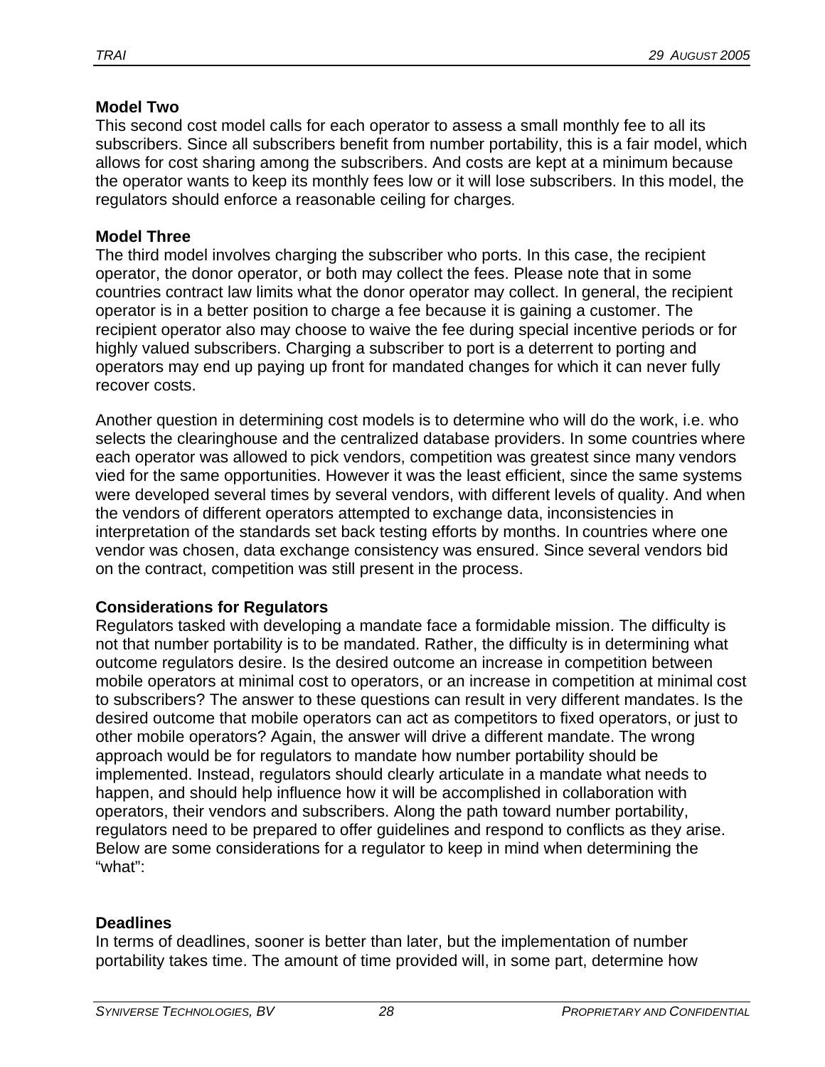**Model Two**

This second cost model calls for each operator to assess a small monthly fee to all its subscribers. Since all subscribers benefit from number portability, this is a fair model, which allows for cost sharing among the subscribers. And costs are kept at a minimum because the operator wants to keep its monthly fees low or it will lose subscribers. In this model, the regulators should enforce a reasonable ceiling for charges.

**Model Three**

The third model involves charging the subscriber who ports. In this case, the recipient operator, the donor operator, or both may collect the fees. Please note that in some countries contract law limits what the donor operator may collect. In general, the recipient operator is in a better position to charge a fee because it is gaining a customer. The recipient operator also may choose to waive the fee during special incentive periods or for highly valued subscribers. Charging a subscriber to port is a deterrent to porting and operators may end up paying up front for mandated changes for which it can never fully recover costs.

Another question in determining cost models is to determine who will do the work, i.e. who selects the clearinghouse and the centralized database providers. In some countries where each operator was allowed to pick vendors, competition was greatest since many vendors vied for the same opportunities. However it was the least efficient, since the same systems were developed several times by several vendors, with different levels of quality. And when the vendors of different operators attempted to exchange data, inconsistencies in interpretation of the standards set back testing efforts by months. In countries where one vendor was chosen, data exchange consistency was ensured. Since several vendors bid on the contract, competition was still present in the process.

**Considerations for Regulators**

Regulators tasked with developing a mandate face a formidable mission. The difficulty is not that number portability is to be mandated. Rather, the difficulty is in determining what outcome regulators desire. Is the desired outcome an increase in competition between mobile operators at minimal cost to operators, or an increase in competition at minimal cost to subscribers? The answer to these questions can result in very different mandates. Is the desired outcome that mobile operators can act as competitors to fixed operators, or just to other mobile operators? Again, the answer will drive a different mandate. The wrong approach would be for regulators to mandate how number portability should be implemented. Instead, regulators should clearly articulate in a mandate what needs to happen, and should help influence how it will be accomplished in collaboration with operators, their vendors and subscribers. Along the path toward number portability, regulators need to be prepared to offer guidelines and respond to conflicts as they arise. Below are some considerations for a regulator to keep in mind when determining the "what":

**Deadlines**

In terms of deadlines, sooner is better than later, but the implementation of number portability takes time. The amount of time provided will, in some part, determine how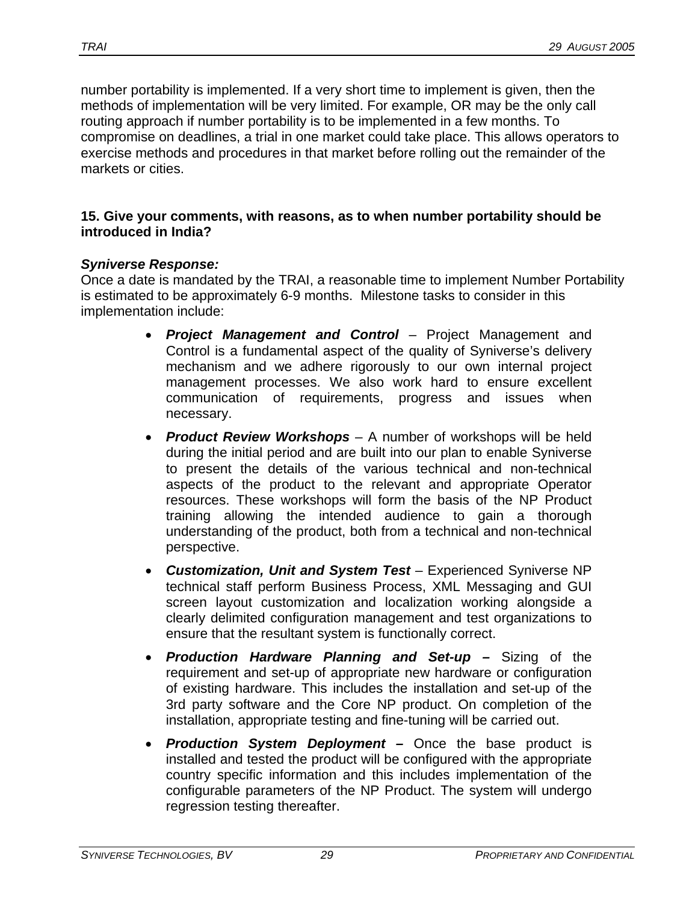number portability is implemented. If a very short time to implement is given, then the methods of implementation will be very limited. For example, OR may be the only call routing approach if number portability is to be implemented in a few months. To compromise on deadlines, a trial in one market could take place. This allows operators to exercise methods and procedures in that market before rolling out the remainder of the markets or cities.

**15. Give your comments, with reasons, as to when number portability should be introduced in India?**

***Syniverse Response:***
Once a date is mandated by the TRAI, a reasonable time to implement Number Portability is estimated to be approximately 6-9 months. Milestone tasks to consider in this implementation include:

- ***Project Management and Control*** – Project Management and Control is a fundamental aspect of the quality of Syniverse's delivery mechanism and we adhere rigorously to our own internal project management processes. We also work hard to ensure excellent communication of requirements, progress and issues when necessary.
- ***Product Review Workshops*** – A number of workshops will be held during the initial period and are built into our plan to enable Syniverse to present the details of the various technical and non-technical aspects of the product to the relevant and appropriate Operator resources. These workshops will form the basis of the NP Product training allowing the intended audience to gain a thorough understanding of the product, both from a technical and non-technical perspective.
- ***Customization, Unit and System Test*** – Experienced Syniverse NP technical staff perform Business Process, XML Messaging and GUI screen layout customization and localization working alongside a clearly delimited configuration management and test organizations to ensure that the resultant system is functionally correct.
- ***Production Hardware Planning and Set-up –*** Sizing of the requirement and set-up of appropriate new hardware or configuration of existing hardware. This includes the installation and set-up of the 3rd party software and the Core NP product. On completion of the installation, appropriate testing and fine-tuning will be carried out.
- ***Production System Deployment –*** Once the base product is installed and tested the product will be configured with the appropriate country specific information and this includes implementation of the configurable parameters of the NP Product. The system will undergo regression testing thereafter.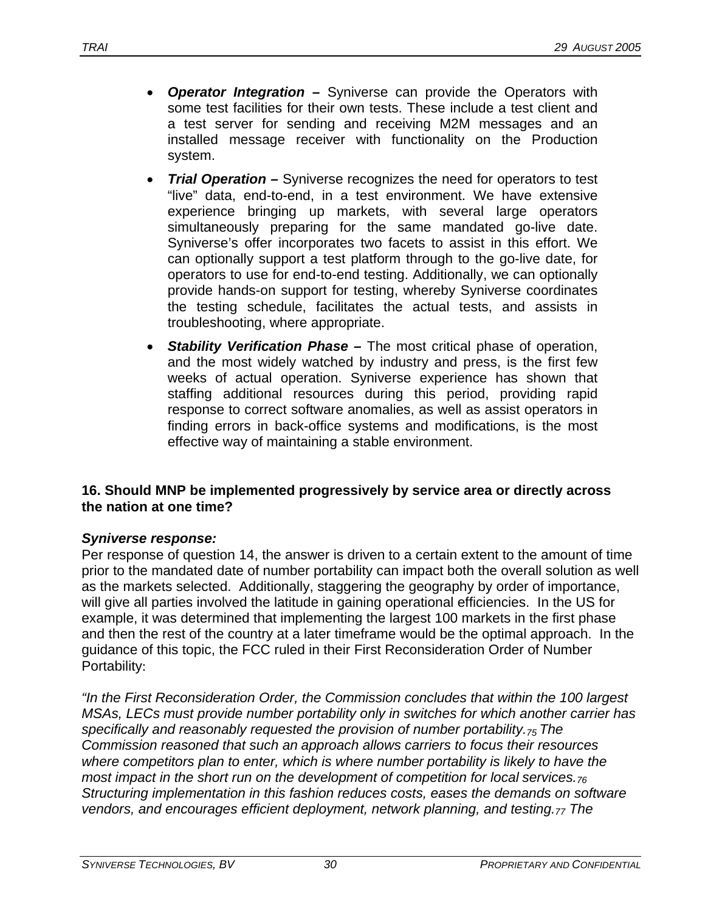- ***Operator Integration –*** Syniverse can provide the Operators with some test facilities for their own tests. These include a test client and a test server for sending and receiving M2M messages and an installed message receiver with functionality on the Production system.
- ***Trial Operation –*** Syniverse recognizes the need for operators to test "live" data, end-to-end, in a test environment. We have extensive experience bringing up markets, with several large operators simultaneously preparing for the same mandated go-live date. Syniverse's offer incorporates two facets to assist in this effort. We can optionally support a test platform through to the go-live date, for operators to use for end-to-end testing. Additionally, we can optionally provide hands-on support for testing, whereby Syniverse coordinates the testing schedule, facilitates the actual tests, and assists in troubleshooting, where appropriate.
- ***Stability Verification Phase –*** The most critical phase of operation, and the most widely watched by industry and press, is the first few weeks of actual operation. Syniverse experience has shown that staffing additional resources during this period, providing rapid response to correct software anomalies, as well as assist operators in finding errors in back-office systems and modifications, is the most effective way of maintaining a stable environment.

**16. Should MNP be implemented progressively by service area or directly across the nation at one time?**

***Syniverse response:***

Per response of question 14, the answer is driven to a certain extent to the amount of time prior to the mandated date of number portability can impact both the overall solution as well as the markets selected. Additionally, staggering the geography by order of importance, will give all parties involved the latitude in gaining operational efficiencies. In the US for example, it was determined that implementing the largest 100 markets in the first phase and then the rest of the country at a later timeframe would be the optimal approach. In the guidance of this topic, the FCC ruled in their First Reconsideration Order of Number Portability:

*"In the First Reconsideration Order, the Commission concludes that within the 100 largest MSAs, LECs must provide number portability only in switches for which another carrier has specifically and reasonably requested the provision of number portability.[75] The Commission reasoned that such an approach allows carriers to focus their resources where competitors plan to enter, which is where number portability is likely to have the most impact in the short run on the development of competition for local services.[76] Structuring implementation in this fashion reduces costs, eases the demands on software vendors, and encourages efficient deployment, network planning, and testing.[77] The*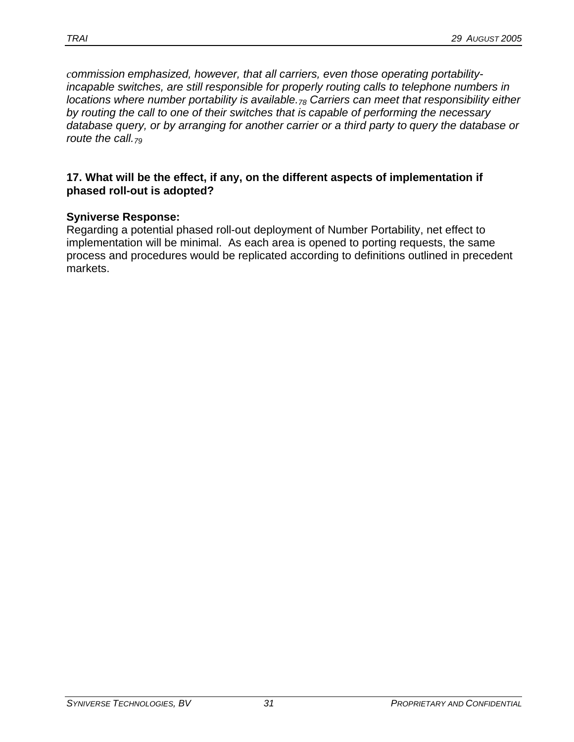*Commission emphasized, however, that all carriers, even those operating portability-incapable switches, are still responsible for properly routing calls to telephone numbers in locations where number portability is available.[78] Carriers can meet that responsibility either by routing the call to one of their switches that is capable of performing the necessary database query, or by arranging for another carrier or a third party to query the database or route the call.[79]*

**17. What will be the effect, if any, on the different aspects of implementation if phased roll-out is adopted?**

**Syniverse Response:**

Regarding a potential phased roll-out deployment of Number Portability, net effect to implementation will be minimal. As each area is opened to porting requests, the same process and procedures would be replicated according to definitions outlined in precedent markets.